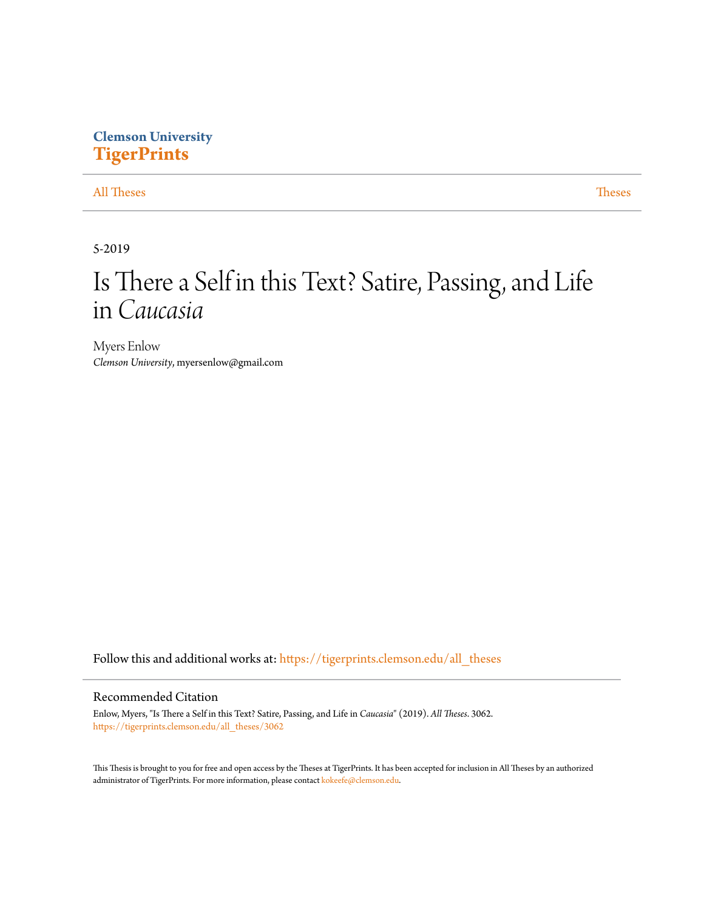Clemson University
**TigerPrints**

All Theses | Theses

5-2019

# Is There a Self in this Text? Satire, Passing, and Life in *Caucasia*

Myers Enlow
*Clemson University*, myersenlow@gmail.com

Follow this and additional works at: https://tigerprints.clemson.edu/all_theses

## Recommended Citation

Enlow, Myers, "Is There a Self in this Text? Satire, Passing, and Life in *Caucasia*" (2019). *All Theses*. 3062.
https://tigerprints.clemson.edu/all_theses/3062

This Thesis is brought to you for free and open access by the Theses at TigerPrints. It has been accepted for inclusion in All Theses by an authorized administrator of TigerPrints. For more information, please contact kokeefe@clemson.edu.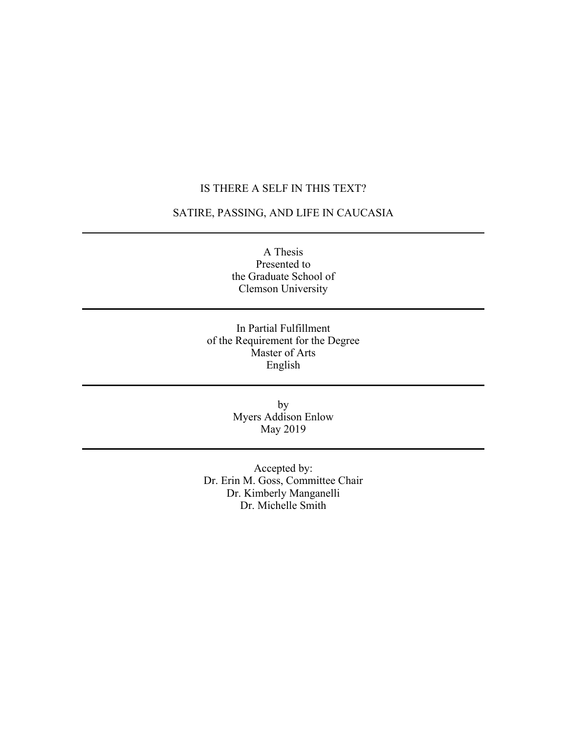# IS THERE A SELF IN THIS TEXT?

# SATIRE, PASSING, AND LIFE IN CAUCASIA

---

A Thesis
Presented to
the Graduate School of
Clemson University

---

In Partial Fulfillment
of the Requirement for the Degree
Master of Arts
English

---

by
Myers Addison Enlow
May 2019

---

Accepted by:
Dr. Erin M. Goss, Committee Chair
Dr. Kimberly Manganelli
Dr. Michelle Smith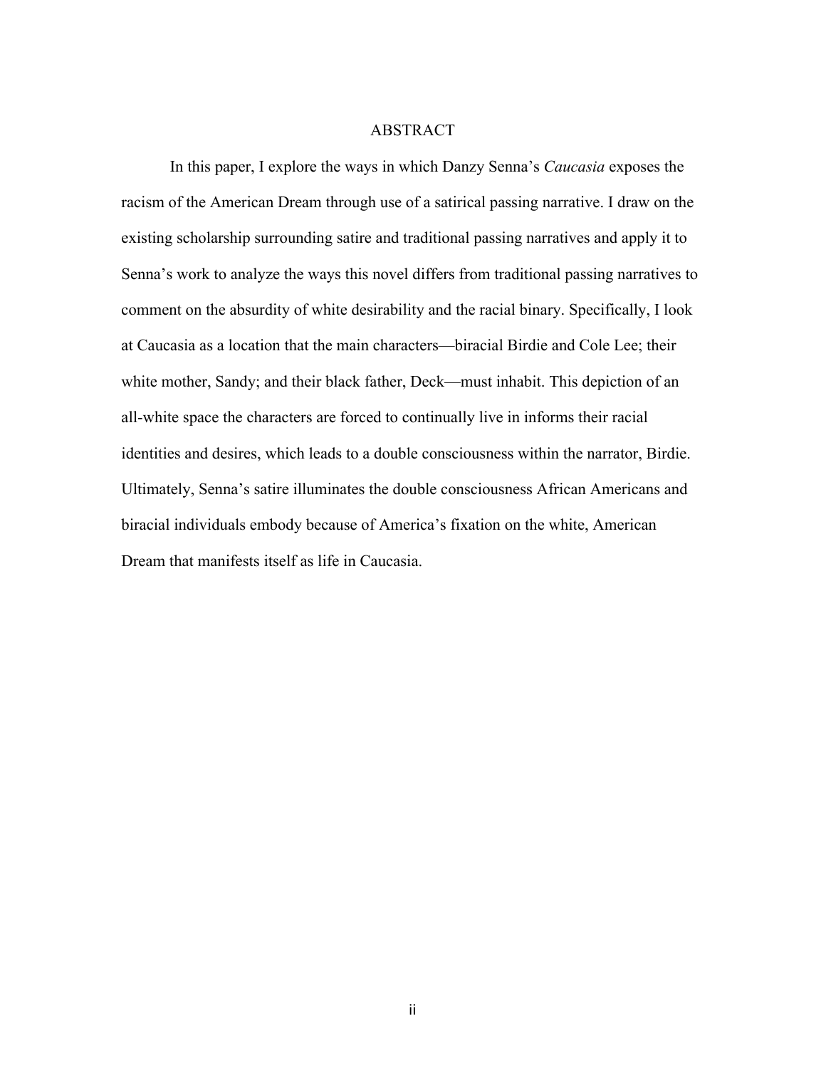# ABSTRACT

In this paper, I explore the ways in which Danzy Senna's *Caucasia* exposes the racism of the American Dream through use of a satirical passing narrative. I draw on the existing scholarship surrounding satire and traditional passing narratives and apply it to Senna's work to analyze the ways this novel differs from traditional passing narratives to comment on the absurdity of white desirability and the racial binary. Specifically, I look at Caucasia as a location that the main characters—biracial Birdie and Cole Lee; their white mother, Sandy; and their black father, Deck—must inhabit. This depiction of an all-white space the characters are forced to continually live in informs their racial identities and desires, which leads to a double consciousness within the narrator, Birdie. Ultimately, Senna's satire illuminates the double consciousness African Americans and biracial individuals embody because of America's fixation on the white, American Dream that manifests itself as life in Caucasia.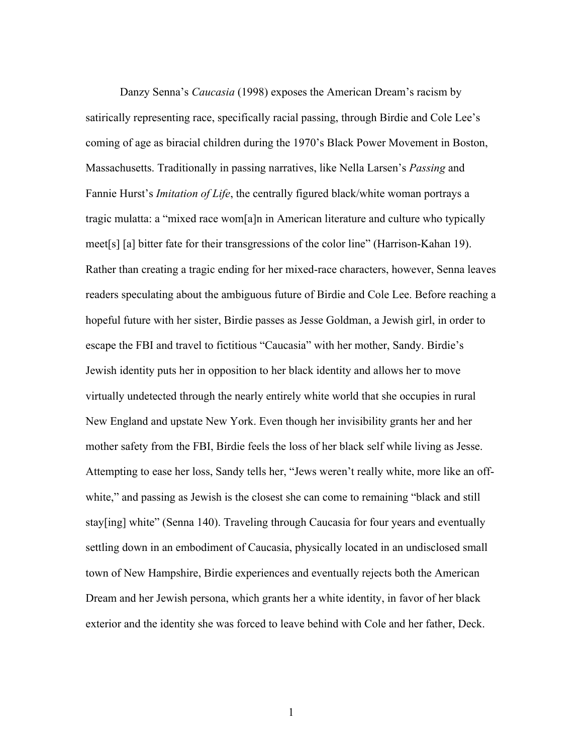Danzy Senna's *Caucasia* (1998) exposes the American Dream's racism by satirically representing race, specifically racial passing, through Birdie and Cole Lee's coming of age as biracial children during the 1970's Black Power Movement in Boston, Massachusetts. Traditionally in passing narratives, like Nella Larsen's *Passing* and Fannie Hurst's *Imitation of Life*, the centrally figured black/white woman portrays a tragic mulatta: a "mixed race wom[a]n in American literature and culture who typically meet[s] [a] bitter fate for their transgressions of the color line" (Harrison-Kahan 19). Rather than creating a tragic ending for her mixed-race characters, however, Senna leaves readers speculating about the ambiguous future of Birdie and Cole Lee. Before reaching a hopeful future with her sister, Birdie passes as Jesse Goldman, a Jewish girl, in order to escape the FBI and travel to fictitious "Caucasia" with her mother, Sandy. Birdie's Jewish identity puts her in opposition to her black identity and allows her to move virtually undetected through the nearly entirely white world that she occupies in rural New England and upstate New York. Even though her invisibility grants her and her mother safety from the FBI, Birdie feels the loss of her black self while living as Jesse. Attempting to ease her loss, Sandy tells her, "Jews weren't really white, more like an off-white," and passing as Jewish is the closest she can come to remaining "black and still stay[ing] white" (Senna 140). Traveling through Caucasia for four years and eventually settling down in an embodiment of Caucasia, physically located in an undisclosed small town of New Hampshire, Birdie experiences and eventually rejects both the American Dream and her Jewish persona, which grants her a white identity, in favor of her black exterior and the identity she was forced to leave behind with Cole and her father, Deck.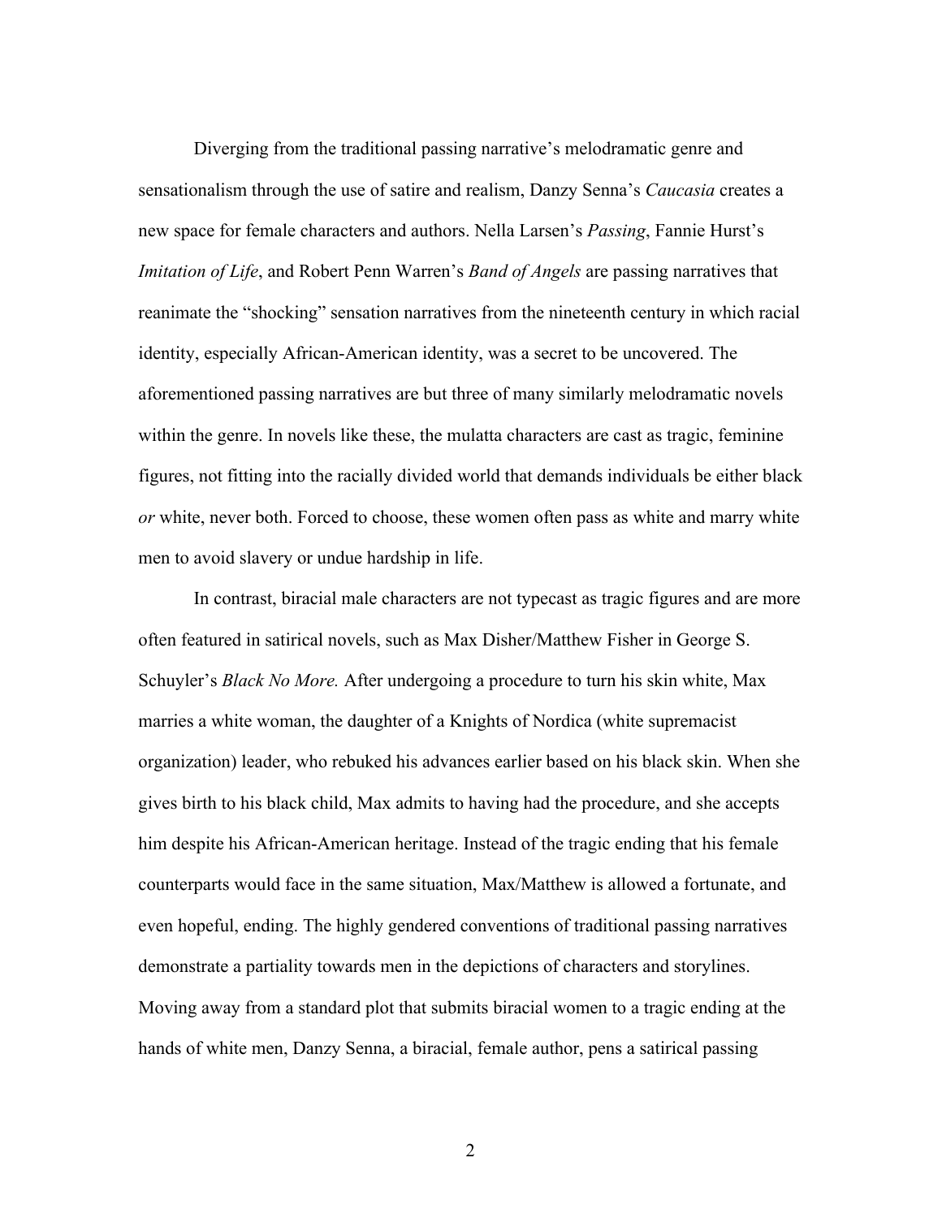Diverging from the traditional passing narrative's melodramatic genre and sensationalism through the use of satire and realism, Danzy Senna's *Caucasia* creates a new space for female characters and authors. Nella Larsen's *Passing*, Fannie Hurst's *Imitation of Life*, and Robert Penn Warren's *Band of Angels* are passing narratives that reanimate the "shocking" sensation narratives from the nineteenth century in which racial identity, especially African-American identity, was a secret to be uncovered. The aforementioned passing narratives are but three of many similarly melodramatic novels within the genre. In novels like these, the mulatta characters are cast as tragic, feminine figures, not fitting into the racially divided world that demands individuals be either black *or* white, never both. Forced to choose, these women often pass as white and marry white men to avoid slavery or undue hardship in life.

In contrast, biracial male characters are not typecast as tragic figures and are more often featured in satirical novels, such as Max Disher/Matthew Fisher in George S. Schuyler's *Black No More.* After undergoing a procedure to turn his skin white, Max marries a white woman, the daughter of a Knights of Nordica (white supremacist organization) leader, who rebuked his advances earlier based on his black skin. When she gives birth to his black child, Max admits to having had the procedure, and she accepts him despite his African-American heritage. Instead of the tragic ending that his female counterparts would face in the same situation, Max/Matthew is allowed a fortunate, and even hopeful, ending. The highly gendered conventions of traditional passing narratives demonstrate a partiality towards men in the depictions of characters and storylines. Moving away from a standard plot that submits biracial women to a tragic ending at the hands of white men, Danzy Senna, a biracial, female author, pens a satirical passing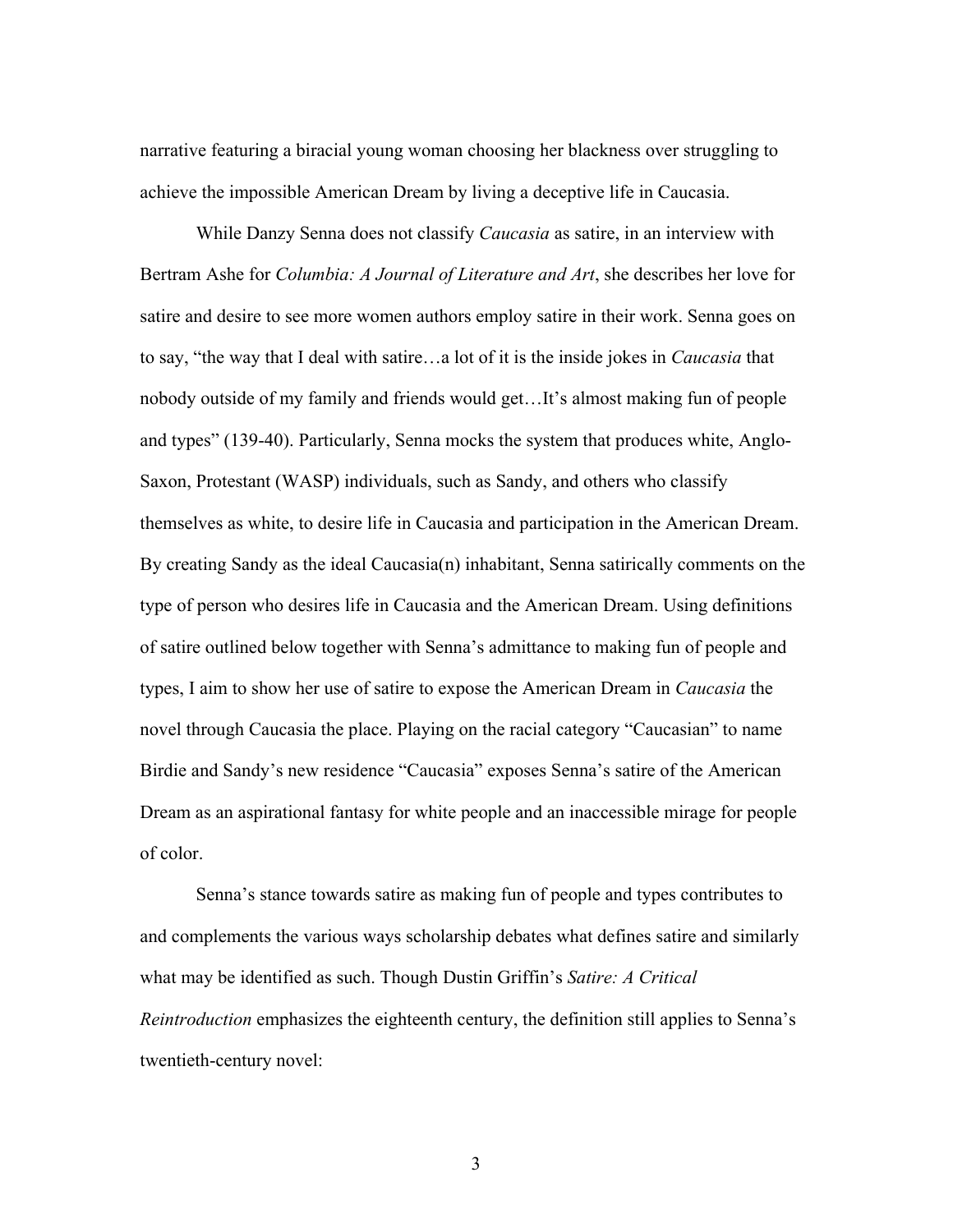narrative featuring a biracial young woman choosing her blackness over struggling to achieve the impossible American Dream by living a deceptive life in Caucasia.

While Danzy Senna does not classify *Caucasia* as satire, in an interview with Bertram Ashe for *Columbia: A Journal of Literature and Art*, she describes her love for satire and desire to see more women authors employ satire in their work. Senna goes on to say, "the way that I deal with satire…a lot of it is the inside jokes in *Caucasia* that nobody outside of my family and friends would get…It's almost making fun of people and types" (139-40). Particularly, Senna mocks the system that produces white, Anglo-Saxon, Protestant (WASP) individuals, such as Sandy, and others who classify themselves as white, to desire life in Caucasia and participation in the American Dream. By creating Sandy as the ideal Caucasia(n) inhabitant, Senna satirically comments on the type of person who desires life in Caucasia and the American Dream. Using definitions of satire outlined below together with Senna's admittance to making fun of people and types, I aim to show her use of satire to expose the American Dream in *Caucasia* the novel through Caucasia the place. Playing on the racial category "Caucasian" to name Birdie and Sandy's new residence "Caucasia" exposes Senna's satire of the American Dream as an aspirational fantasy for white people and an inaccessible mirage for people of color.

Senna's stance towards satire as making fun of people and types contributes to and complements the various ways scholarship debates what defines satire and similarly what may be identified as such. Though Dustin Griffin's *Satire: A Critical Reintroduction* emphasizes the eighteenth century, the definition still applies to Senna's twentieth-century novel: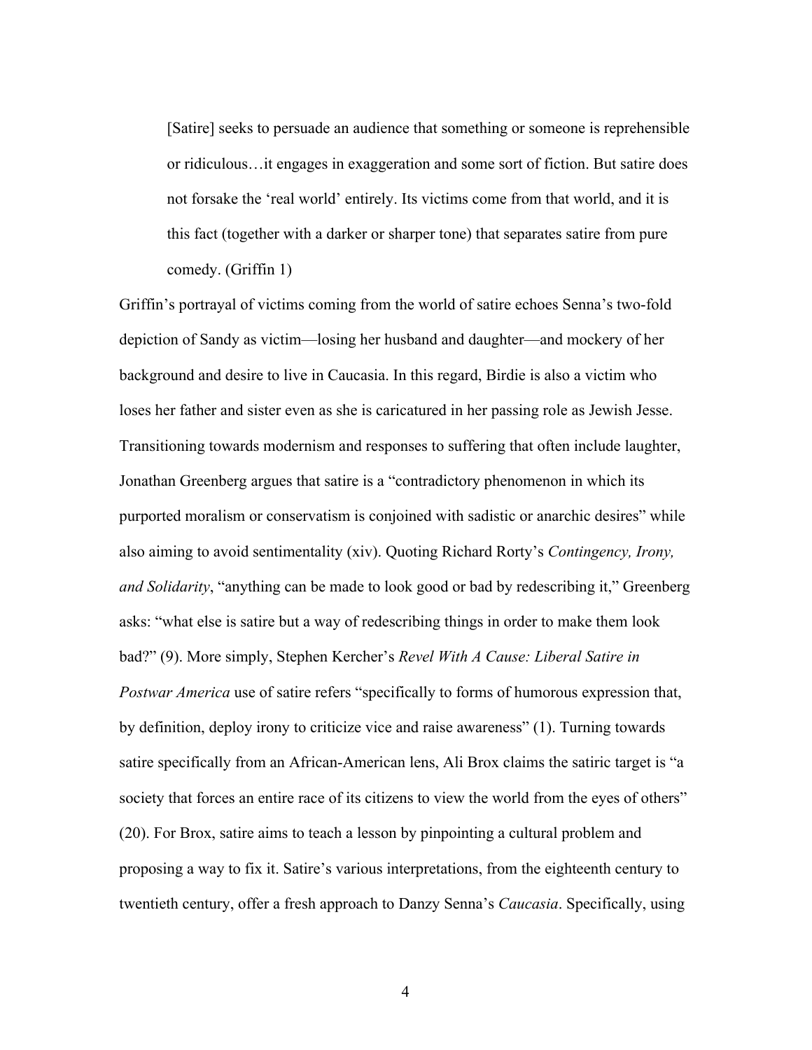> [Satire] seeks to persuade an audience that something or someone is reprehensible or ridiculous…it engages in exaggeration and some sort of fiction. But satire does not forsake the 'real world' entirely. Its victims come from that world, and it is this fact (together with a darker or sharper tone) that separates satire from pure comedy. (Griffin 1)

Griffin's portrayal of victims coming from the world of satire echoes Senna's two-fold depiction of Sandy as victim—losing her husband and daughter—and mockery of her background and desire to live in Caucasia. In this regard, Birdie is also a victim who loses her father and sister even as she is caricatured in her passing role as Jewish Jesse. Transitioning towards modernism and responses to suffering that often include laughter, Jonathan Greenberg argues that satire is a "contradictory phenomenon in which its purported moralism or conservatism is conjoined with sadistic or anarchic desires" while also aiming to avoid sentimentality (xiv). Quoting Richard Rorty's *Contingency, Irony, and Solidarity*, "anything can be made to look good or bad by redescribing it," Greenberg asks: "what else is satire but a way of redescribing things in order to make them look bad?" (9). More simply, Stephen Kercher's *Revel With A Cause: Liberal Satire in Postwar America* use of satire refers "specifically to forms of humorous expression that, by definition, deploy irony to criticize vice and raise awareness" (1). Turning towards satire specifically from an African-American lens, Ali Brox claims the satiric target is "a society that forces an entire race of its citizens to view the world from the eyes of others" (20). For Brox, satire aims to teach a lesson by pinpointing a cultural problem and proposing a way to fix it. Satire's various interpretations, from the eighteenth century to twentieth century, offer a fresh approach to Danzy Senna's *Caucasia*. Specifically, using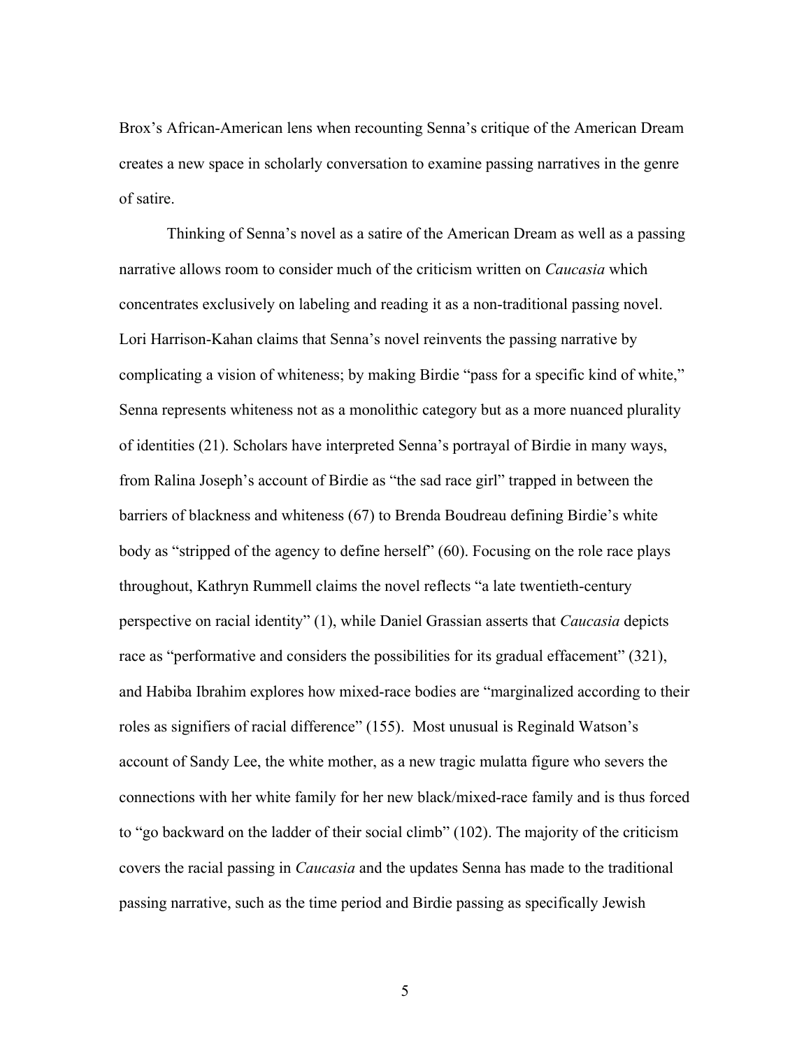Brox's African-American lens when recounting Senna's critique of the American Dream creates a new space in scholarly conversation to examine passing narratives in the genre of satire.

Thinking of Senna's novel as a satire of the American Dream as well as a passing narrative allows room to consider much of the criticism written on *Caucasia* which concentrates exclusively on labeling and reading it as a non-traditional passing novel. Lori Harrison-Kahan claims that Senna's novel reinvents the passing narrative by complicating a vision of whiteness; by making Birdie "pass for a specific kind of white," Senna represents whiteness not as a monolithic category but as a more nuanced plurality of identities (21). Scholars have interpreted Senna's portrayal of Birdie in many ways, from Ralina Joseph's account of Birdie as "the sad race girl" trapped in between the barriers of blackness and whiteness (67) to Brenda Boudreau defining Birdie's white body as "stripped of the agency to define herself" (60). Focusing on the role race plays throughout, Kathryn Rummell claims the novel reflects "a late twentieth-century perspective on racial identity" (1), while Daniel Grassian asserts that *Caucasia* depicts race as "performative and considers the possibilities for its gradual effacement" (321), and Habiba Ibrahim explores how mixed-race bodies are "marginalized according to their roles as signifiers of racial difference" (155). Most unusual is Reginald Watson's account of Sandy Lee, the white mother, as a new tragic mulatta figure who severs the connections with her white family for her new black/mixed-race family and is thus forced to "go backward on the ladder of their social climb" (102). The majority of the criticism covers the racial passing in *Caucasia* and the updates Senna has made to the traditional passing narrative, such as the time period and Birdie passing as specifically Jewish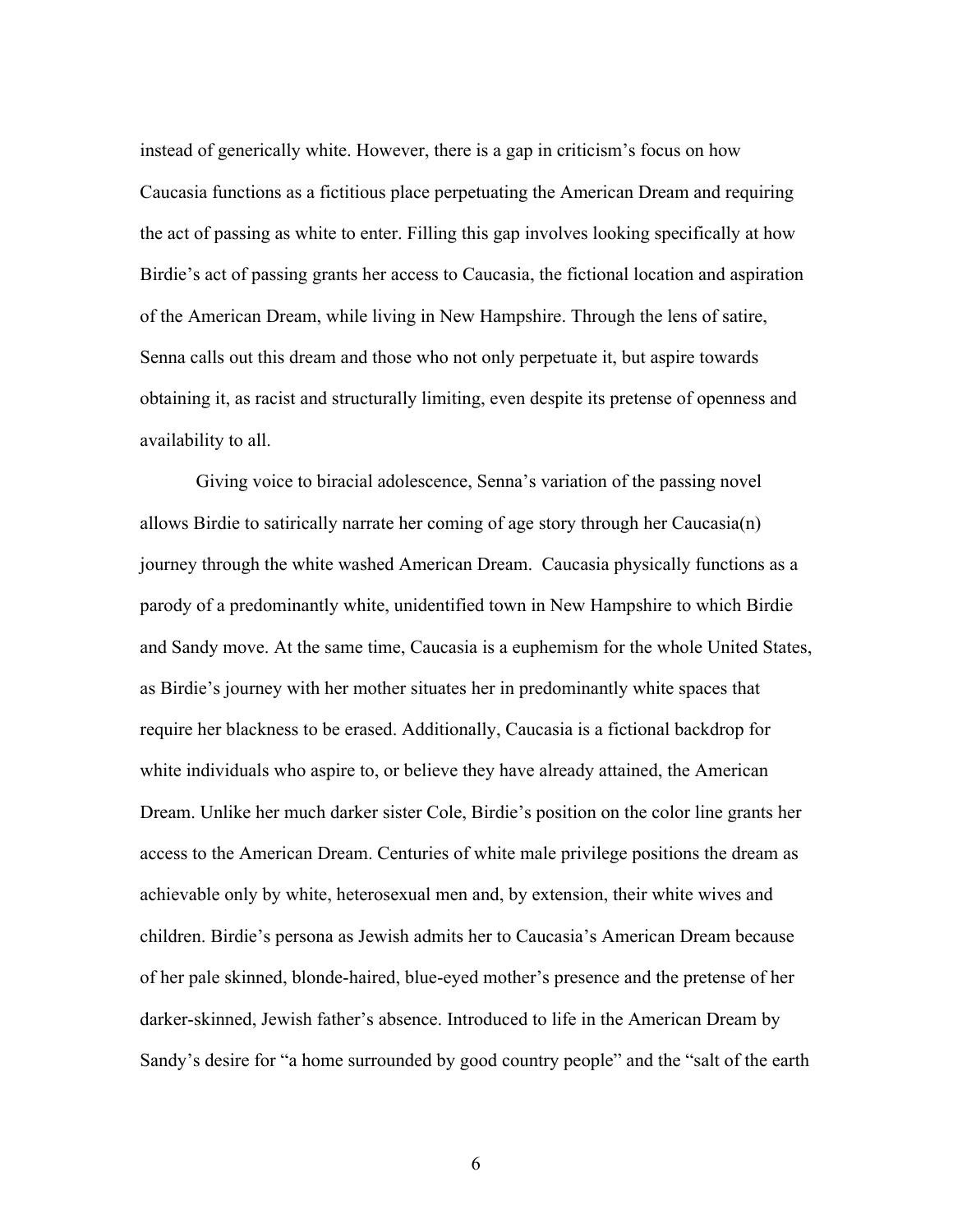instead of generically white. However, there is a gap in criticism's focus on how Caucasia functions as a fictitious place perpetuating the American Dream and requiring the act of passing as white to enter. Filling this gap involves looking specifically at how Birdie's act of passing grants her access to Caucasia, the fictional location and aspiration of the American Dream, while living in New Hampshire. Through the lens of satire, Senna calls out this dream and those who not only perpetuate it, but aspire towards obtaining it, as racist and structurally limiting, even despite its pretense of openness and availability to all.

Giving voice to biracial adolescence, Senna's variation of the passing novel allows Birdie to satirically narrate her coming of age story through her Caucasia(n) journey through the white washed American Dream. Caucasia physically functions as a parody of a predominantly white, unidentified town in New Hampshire to which Birdie and Sandy move. At the same time, Caucasia is a euphemism for the whole United States, as Birdie's journey with her mother situates her in predominantly white spaces that require her blackness to be erased. Additionally, Caucasia is a fictional backdrop for white individuals who aspire to, or believe they have already attained, the American Dream. Unlike her much darker sister Cole, Birdie's position on the color line grants her access to the American Dream. Centuries of white male privilege positions the dream as achievable only by white, heterosexual men and, by extension, their white wives and children. Birdie's persona as Jewish admits her to Caucasia's American Dream because of her pale skinned, blonde-haired, blue-eyed mother's presence and the pretense of her darker-skinned, Jewish father's absence. Introduced to life in the American Dream by Sandy's desire for "a home surrounded by good country people" and the "salt of the earth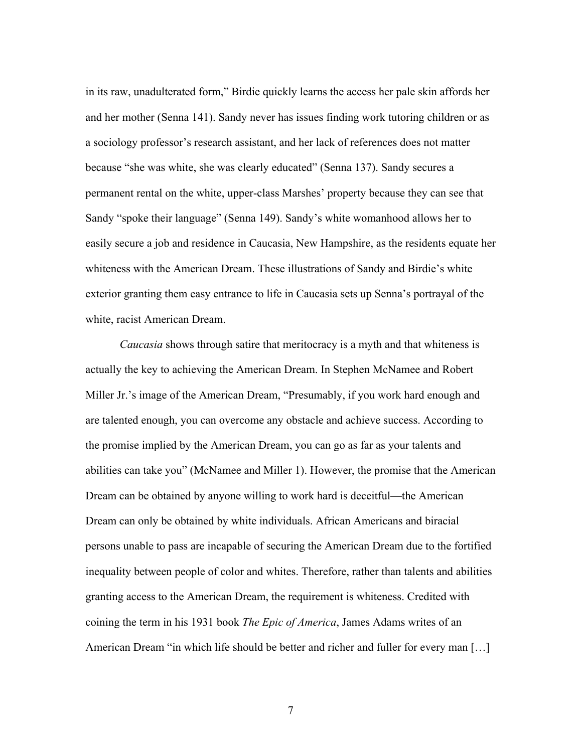in its raw, unadulterated form," Birdie quickly learns the access her pale skin affords her and her mother (Senna 141). Sandy never has issues finding work tutoring children or as a sociology professor's research assistant, and her lack of references does not matter because "she was white, she was clearly educated" (Senna 137). Sandy secures a permanent rental on the white, upper-class Marshes' property because they can see that Sandy "spoke their language" (Senna 149). Sandy's white womanhood allows her to easily secure a job and residence in Caucasia, New Hampshire, as the residents equate her whiteness with the American Dream. These illustrations of Sandy and Birdie's white exterior granting them easy entrance to life in Caucasia sets up Senna's portrayal of the white, racist American Dream.

*Caucasia* shows through satire that meritocracy is a myth and that whiteness is actually the key to achieving the American Dream. In Stephen McNamee and Robert Miller Jr.'s image of the American Dream, "Presumably, if you work hard enough and are talented enough, you can overcome any obstacle and achieve success. According to the promise implied by the American Dream, you can go as far as your talents and abilities can take you" (McNamee and Miller 1). However, the promise that the American Dream can be obtained by anyone willing to work hard is deceitful—the American Dream can only be obtained by white individuals. African Americans and biracial persons unable to pass are incapable of securing the American Dream due to the fortified inequality between people of color and whites. Therefore, rather than talents and abilities granting access to the American Dream, the requirement is whiteness. Credited with coining the term in his 1931 book *The Epic of America*, James Adams writes of an American Dream "in which life should be better and richer and fuller for every man […]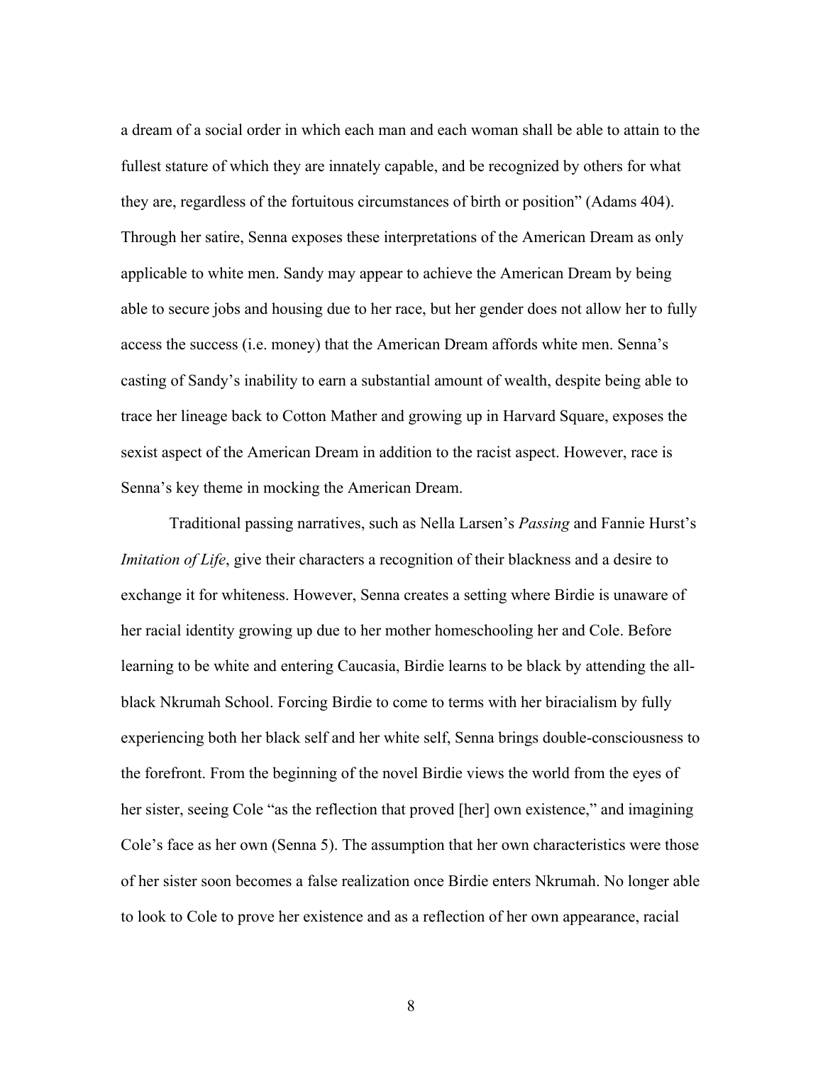a dream of a social order in which each man and each woman shall be able to attain to the fullest stature of which they are innately capable, and be recognized by others for what they are, regardless of the fortuitous circumstances of birth or position" (Adams 404). Through her satire, Senna exposes these interpretations of the American Dream as only applicable to white men. Sandy may appear to achieve the American Dream by being able to secure jobs and housing due to her race, but her gender does not allow her to fully access the success (i.e. money) that the American Dream affords white men. Senna's casting of Sandy's inability to earn a substantial amount of wealth, despite being able to trace her lineage back to Cotton Mather and growing up in Harvard Square, exposes the sexist aspect of the American Dream in addition to the racist aspect. However, race is Senna's key theme in mocking the American Dream.

Traditional passing narratives, such as Nella Larsen's *Passing* and Fannie Hurst's *Imitation of Life*, give their characters a recognition of their blackness and a desire to exchange it for whiteness. However, Senna creates a setting where Birdie is unaware of her racial identity growing up due to her mother homeschooling her and Cole. Before learning to be white and entering Caucasia, Birdie learns to be black by attending the all-black Nkrumah School. Forcing Birdie to come to terms with her biracialism by fully experiencing both her black self and her white self, Senna brings double-consciousness to the forefront. From the beginning of the novel Birdie views the world from the eyes of her sister, seeing Cole "as the reflection that proved [her] own existence," and imagining Cole's face as her own (Senna 5). The assumption that her own characteristics were those of her sister soon becomes a false realization once Birdie enters Nkrumah. No longer able to look to Cole to prove her existence and as a reflection of her own appearance, racial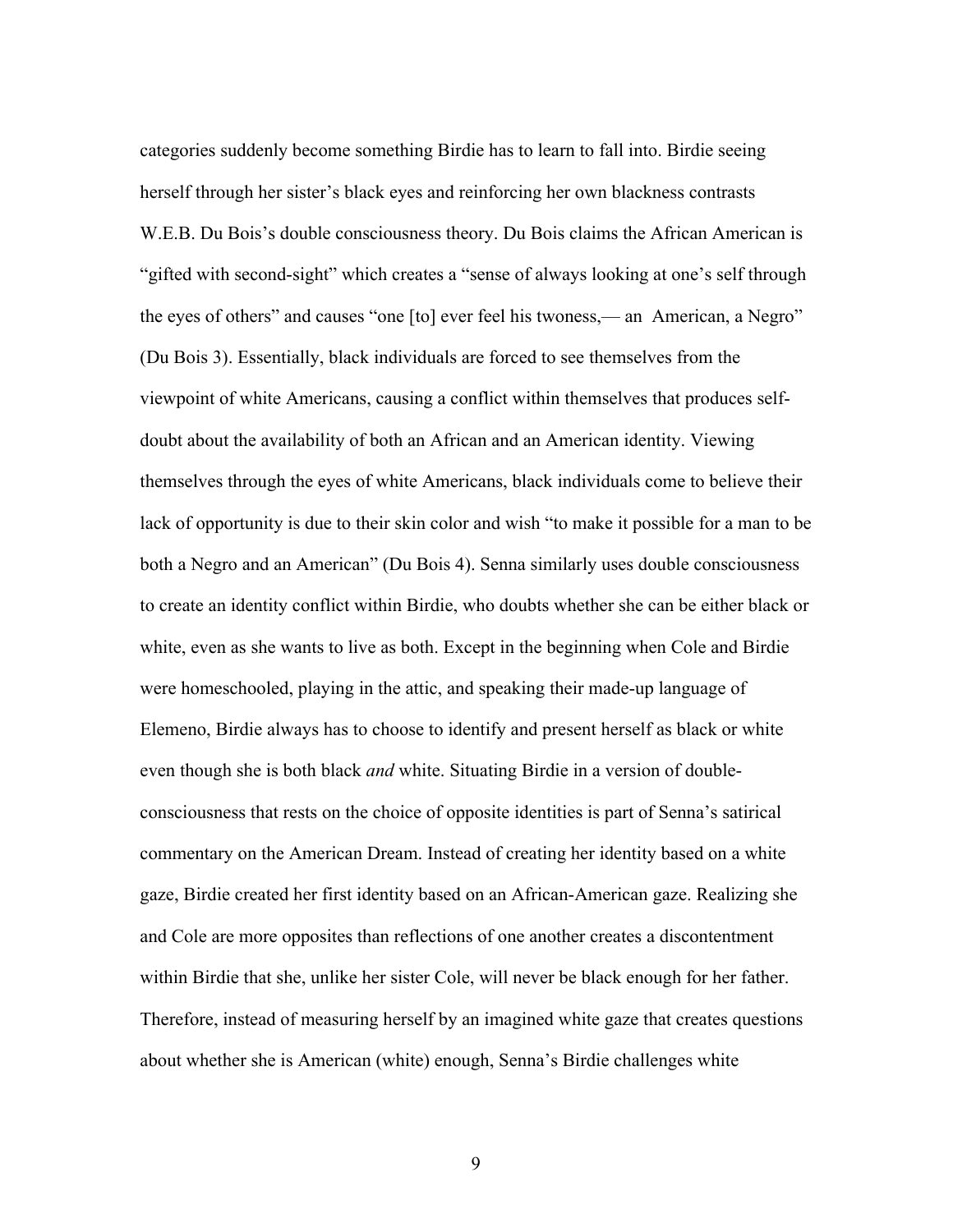categories suddenly become something Birdie has to learn to fall into. Birdie seeing herself through her sister's black eyes and reinforcing her own blackness contrasts W.E.B. Du Bois's double consciousness theory. Du Bois claims the African American is "gifted with second-sight" which creates a "sense of always looking at one's self through the eyes of others" and causes "one [to] ever feel his twoness,— an American, a Negro" (Du Bois 3). Essentially, black individuals are forced to see themselves from the viewpoint of white Americans, causing a conflict within themselves that produces self-doubt about the availability of both an African and an American identity. Viewing themselves through the eyes of white Americans, black individuals come to believe their lack of opportunity is due to their skin color and wish "to make it possible for a man to be both a Negro and an American" (Du Bois 4). Senna similarly uses double consciousness to create an identity conflict within Birdie, who doubts whether she can be either black or white, even as she wants to live as both. Except in the beginning when Cole and Birdie were homeschooled, playing in the attic, and speaking their made-up language of Elemeno, Birdie always has to choose to identify and present herself as black or white even though she is both black *and* white. Situating Birdie in a version of double-consciousness that rests on the choice of opposite identities is part of Senna's satirical commentary on the American Dream. Instead of creating her identity based on a white gaze, Birdie created her first identity based on an African-American gaze. Realizing she and Cole are more opposites than reflections of one another creates a discontentment within Birdie that she, unlike her sister Cole, will never be black enough for her father. Therefore, instead of measuring herself by an imagined white gaze that creates questions about whether she is American (white) enough, Senna's Birdie challenges white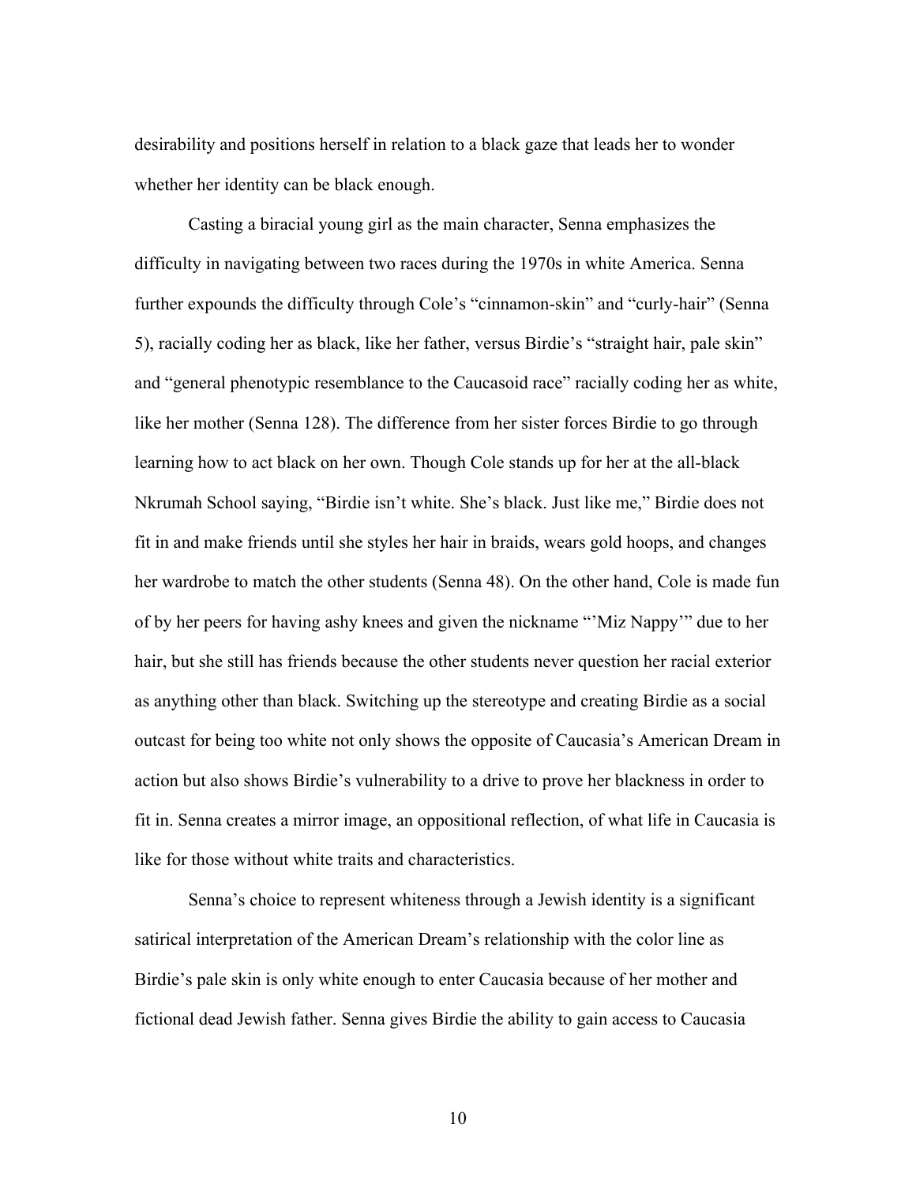desirability and positions herself in relation to a black gaze that leads her to wonder whether her identity can be black enough.

Casting a biracial young girl as the main character, Senna emphasizes the difficulty in navigating between two races during the 1970s in white America. Senna further expounds the difficulty through Cole's "cinnamon-skin" and "curly-hair" (Senna 5), racially coding her as black, like her father, versus Birdie's "straight hair, pale skin" and "general phenotypic resemblance to the Caucasoid race" racially coding her as white, like her mother (Senna 128). The difference from her sister forces Birdie to go through learning how to act black on her own. Though Cole stands up for her at the all-black Nkrumah School saying, "Birdie isn't white. She's black. Just like me," Birdie does not fit in and make friends until she styles her hair in braids, wears gold hoops, and changes her wardrobe to match the other students (Senna 48). On the other hand, Cole is made fun of by her peers for having ashy knees and given the nickname "'Miz Nappy'" due to her hair, but she still has friends because the other students never question her racial exterior as anything other than black. Switching up the stereotype and creating Birdie as a social outcast for being too white not only shows the opposite of Caucasia's American Dream in action but also shows Birdie's vulnerability to a drive to prove her blackness in order to fit in. Senna creates a mirror image, an oppositional reflection, of what life in Caucasia is like for those without white traits and characteristics.

Senna's choice to represent whiteness through a Jewish identity is a significant satirical interpretation of the American Dream's relationship with the color line as Birdie's pale skin is only white enough to enter Caucasia because of her mother and fictional dead Jewish father. Senna gives Birdie the ability to gain access to Caucasia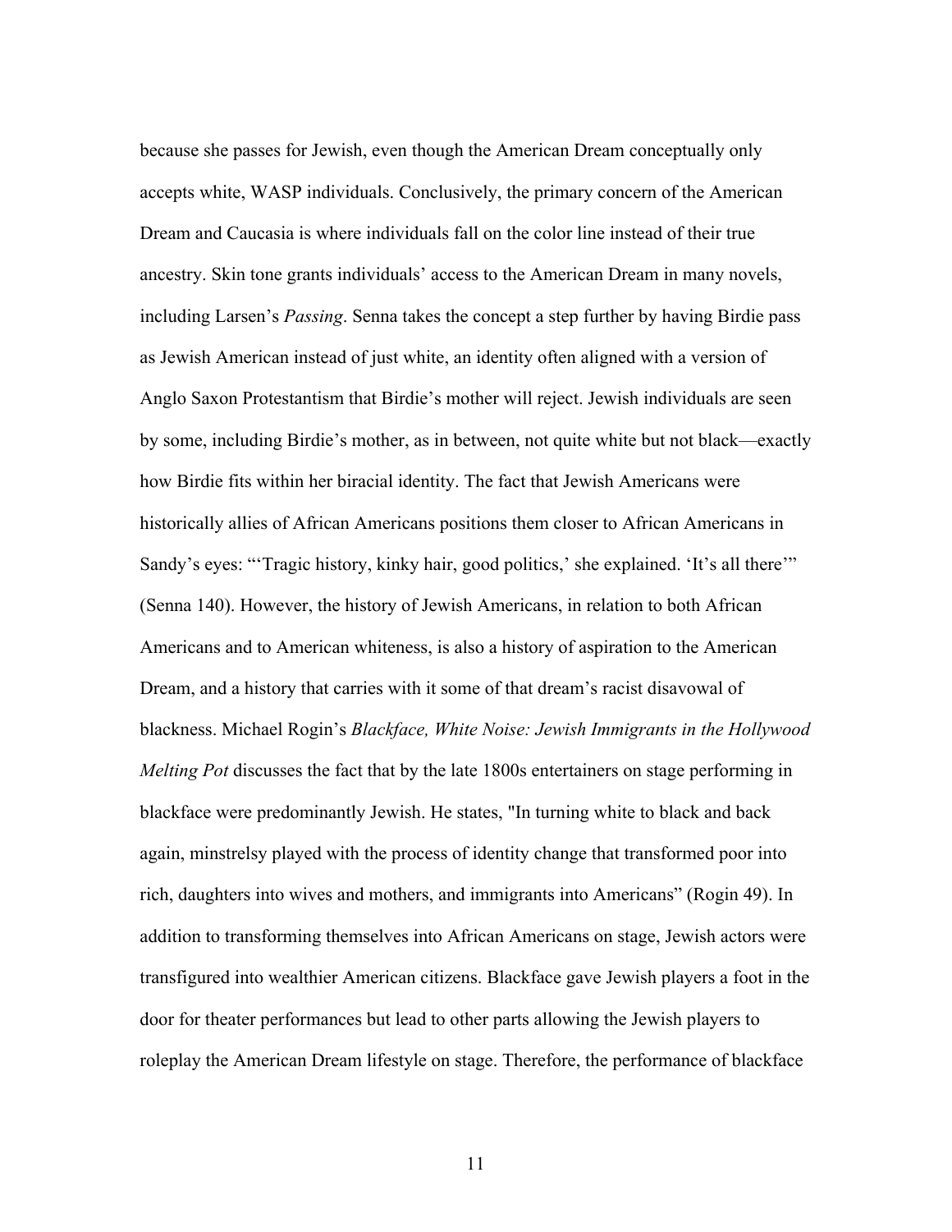because she passes for Jewish, even though the American Dream conceptually only accepts white, WASP individuals. Conclusively, the primary concern of the American Dream and Caucasia is where individuals fall on the color line instead of their true ancestry. Skin tone grants individuals' access to the American Dream in many novels, including Larsen's *Passing*. Senna takes the concept a step further by having Birdie pass as Jewish American instead of just white, an identity often aligned with a version of Anglo Saxon Protestantism that Birdie's mother will reject. Jewish individuals are seen by some, including Birdie's mother, as in between, not quite white but not black—exactly how Birdie fits within her biracial identity. The fact that Jewish Americans were historically allies of African Americans positions them closer to African Americans in Sandy's eyes: "'Tragic history, kinky hair, good politics,' she explained. 'It's all there'" (Senna 140). However, the history of Jewish Americans, in relation to both African Americans and to American whiteness, is also a history of aspiration to the American Dream, and a history that carries with it some of that dream's racist disavowal of blackness. Michael Rogin's *Blackface, White Noise: Jewish Immigrants in the Hollywood Melting Pot* discusses the fact that by the late 1800s entertainers on stage performing in blackface were predominantly Jewish. He states, "In turning white to black and back again, minstrelsy played with the process of identity change that transformed poor into rich, daughters into wives and mothers, and immigrants into Americans" (Rogin 49). In addition to transforming themselves into African Americans on stage, Jewish actors were transfigured into wealthier American citizens. Blackface gave Jewish players a foot in the door for theater performances but lead to other parts allowing the Jewish players to roleplay the American Dream lifestyle on stage. Therefore, the performance of blackface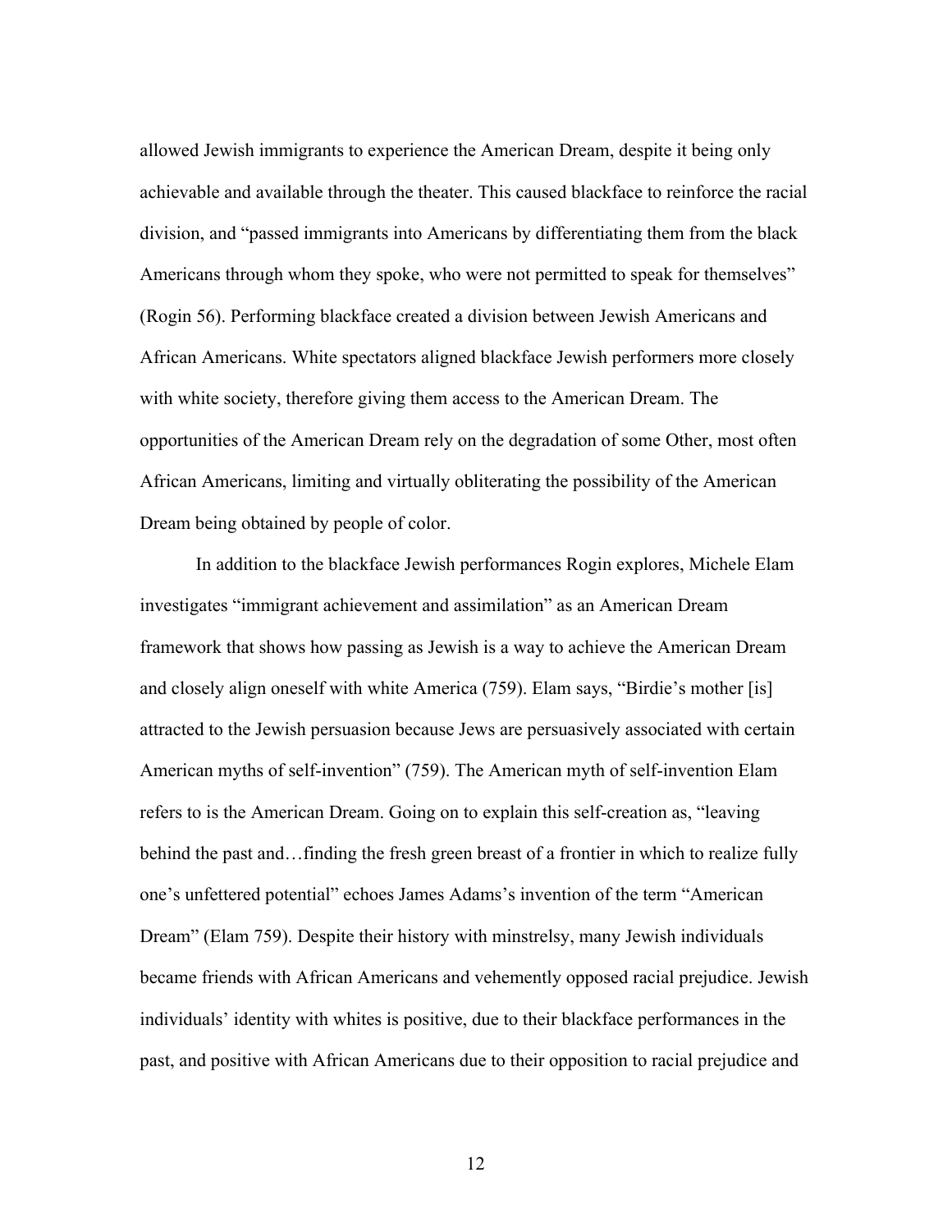allowed Jewish immigrants to experience the American Dream, despite it being only achievable and available through the theater. This caused blackface to reinforce the racial division, and "passed immigrants into Americans by differentiating them from the black Americans through whom they spoke, who were not permitted to speak for themselves" (Rogin 56). Performing blackface created a division between Jewish Americans and African Americans. White spectators aligned blackface Jewish performers more closely with white society, therefore giving them access to the American Dream. The opportunities of the American Dream rely on the degradation of some Other, most often African Americans, limiting and virtually obliterating the possibility of the American Dream being obtained by people of color.

In addition to the blackface Jewish performances Rogin explores, Michele Elam investigates "immigrant achievement and assimilation" as an American Dream framework that shows how passing as Jewish is a way to achieve the American Dream and closely align oneself with white America (759). Elam says, "Birdie's mother [is] attracted to the Jewish persuasion because Jews are persuasively associated with certain American myths of self-invention" (759). The American myth of self-invention Elam refers to is the American Dream. Going on to explain this self-creation as, "leaving behind the past and…finding the fresh green breast of a frontier in which to realize fully one's unfettered potential" echoes James Adams's invention of the term "American Dream" (Elam 759). Despite their history with minstrelsy, many Jewish individuals became friends with African Americans and vehemently opposed racial prejudice. Jewish individuals' identity with whites is positive, due to their blackface performances in the past, and positive with African Americans due to their opposition to racial prejudice and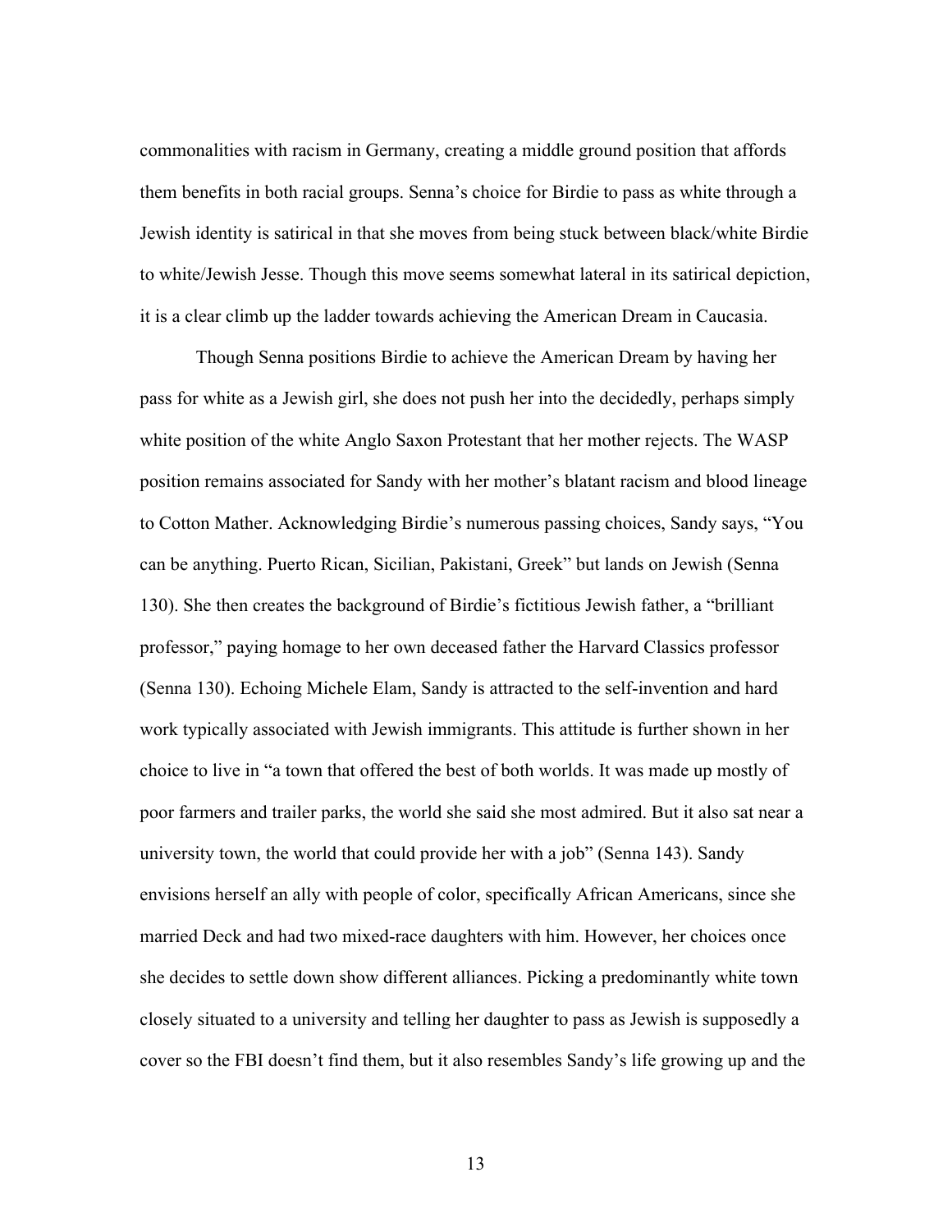commonalities with racism in Germany, creating a middle ground position that affords them benefits in both racial groups. Senna's choice for Birdie to pass as white through a Jewish identity is satirical in that she moves from being stuck between black/white Birdie to white/Jewish Jesse. Though this move seems somewhat lateral in its satirical depiction, it is a clear climb up the ladder towards achieving the American Dream in Caucasia.

Though Senna positions Birdie to achieve the American Dream by having her pass for white as a Jewish girl, she does not push her into the decidedly, perhaps simply white position of the white Anglo Saxon Protestant that her mother rejects. The WASP position remains associated for Sandy with her mother's blatant racism and blood lineage to Cotton Mather. Acknowledging Birdie's numerous passing choices, Sandy says, "You can be anything. Puerto Rican, Sicilian, Pakistani, Greek" but lands on Jewish (Senna 130). She then creates the background of Birdie's fictitious Jewish father, a "brilliant professor," paying homage to her own deceased father the Harvard Classics professor (Senna 130). Echoing Michele Elam, Sandy is attracted to the self-invention and hard work typically associated with Jewish immigrants. This attitude is further shown in her choice to live in "a town that offered the best of both worlds. It was made up mostly of poor farmers and trailer parks, the world she said she most admired. But it also sat near a university town, the world that could provide her with a job" (Senna 143). Sandy envisions herself an ally with people of color, specifically African Americans, since she married Deck and had two mixed-race daughters with him. However, her choices once she decides to settle down show different alliances. Picking a predominantly white town closely situated to a university and telling her daughter to pass as Jewish is supposedly a cover so the FBI doesn't find them, but it also resembles Sandy's life growing up and the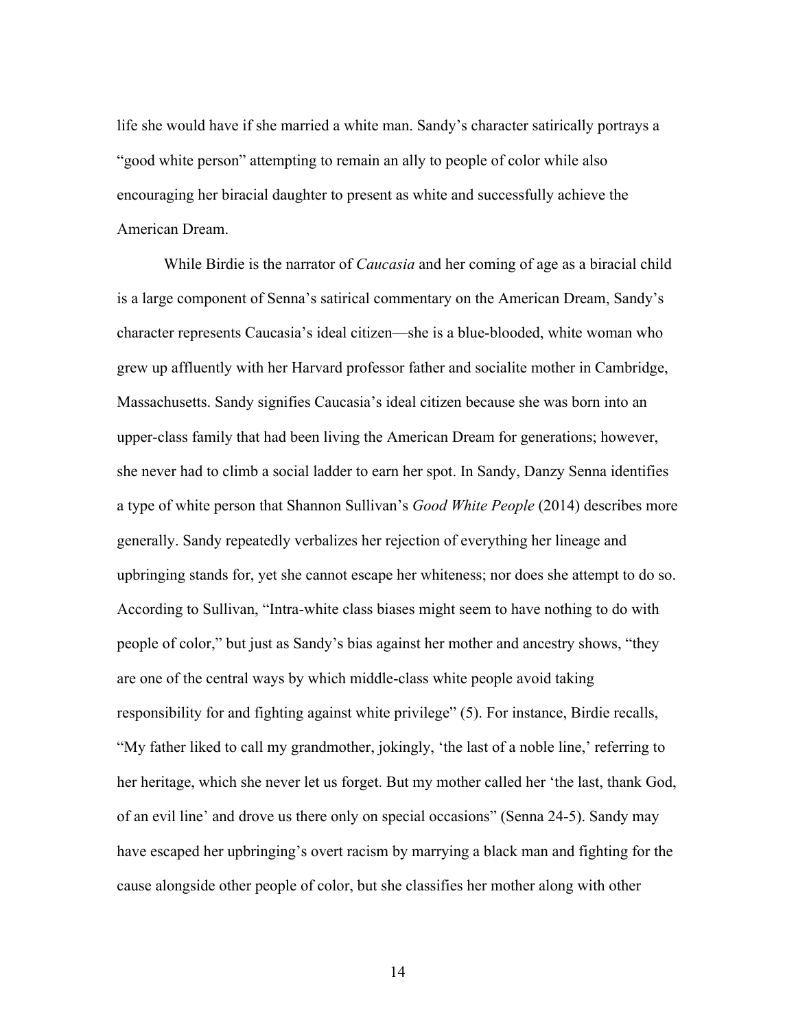life she would have if she married a white man. Sandy's character satirically portrays a "good white person" attempting to remain an ally to people of color while also encouraging her biracial daughter to present as white and successfully achieve the American Dream.

While Birdie is the narrator of *Caucasia* and her coming of age as a biracial child is a large component of Senna's satirical commentary on the American Dream, Sandy's character represents Caucasia's ideal citizen—she is a blue-blooded, white woman who grew up affluently with her Harvard professor father and socialite mother in Cambridge, Massachusetts. Sandy signifies Caucasia's ideal citizen because she was born into an upper-class family that had been living the American Dream for generations; however, she never had to climb a social ladder to earn her spot. In Sandy, Danzy Senna identifies a type of white person that Shannon Sullivan's *Good White People* (2014) describes more generally. Sandy repeatedly verbalizes her rejection of everything her lineage and upbringing stands for, yet she cannot escape her whiteness; nor does she attempt to do so. According to Sullivan, "Intra-white class biases might seem to have nothing to do with people of color," but just as Sandy's bias against her mother and ancestry shows, "they are one of the central ways by which middle-class white people avoid taking responsibility for and fighting against white privilege" (5). For instance, Birdie recalls, "My father liked to call my grandmother, jokingly, 'the last of a noble line,' referring to her heritage, which she never let us forget. But my mother called her 'the last, thank God, of an evil line' and drove us there only on special occasions" (Senna 24-5). Sandy may have escaped her upbringing's overt racism by marrying a black man and fighting for the cause alongside other people of color, but she classifies her mother along with other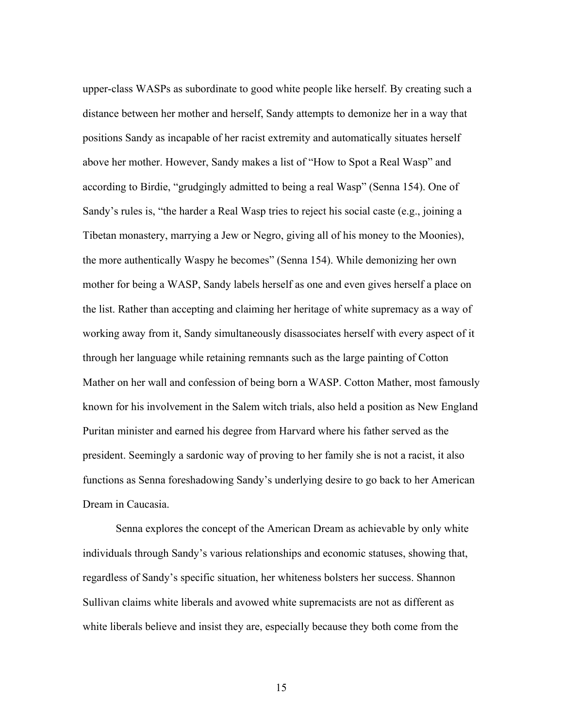upper-class WASPs as subordinate to good white people like herself. By creating such a distance between her mother and herself, Sandy attempts to demonize her in a way that positions Sandy as incapable of her racist extremity and automatically situates herself above her mother. However, Sandy makes a list of "How to Spot a Real Wasp" and according to Birdie, "grudgingly admitted to being a real Wasp" (Senna 154). One of Sandy's rules is, "the harder a Real Wasp tries to reject his social caste (e.g., joining a Tibetan monastery, marrying a Jew or Negro, giving all of his money to the Moonies), the more authentically Waspy he becomes" (Senna 154). While demonizing her own mother for being a WASP, Sandy labels herself as one and even gives herself a place on the list. Rather than accepting and claiming her heritage of white supremacy as a way of working away from it, Sandy simultaneously disassociates herself with every aspect of it through her language while retaining remnants such as the large painting of Cotton Mather on her wall and confession of being born a WASP. Cotton Mather, most famously known for his involvement in the Salem witch trials, also held a position as New England Puritan minister and earned his degree from Harvard where his father served as the president. Seemingly a sardonic way of proving to her family she is not a racist, it also functions as Senna foreshadowing Sandy's underlying desire to go back to her American Dream in Caucasia.

Senna explores the concept of the American Dream as achievable by only white individuals through Sandy's various relationships and economic statuses, showing that, regardless of Sandy's specific situation, her whiteness bolsters her success. Shannon Sullivan claims white liberals and avowed white supremacists are not as different as white liberals believe and insist they are, especially because they both come from the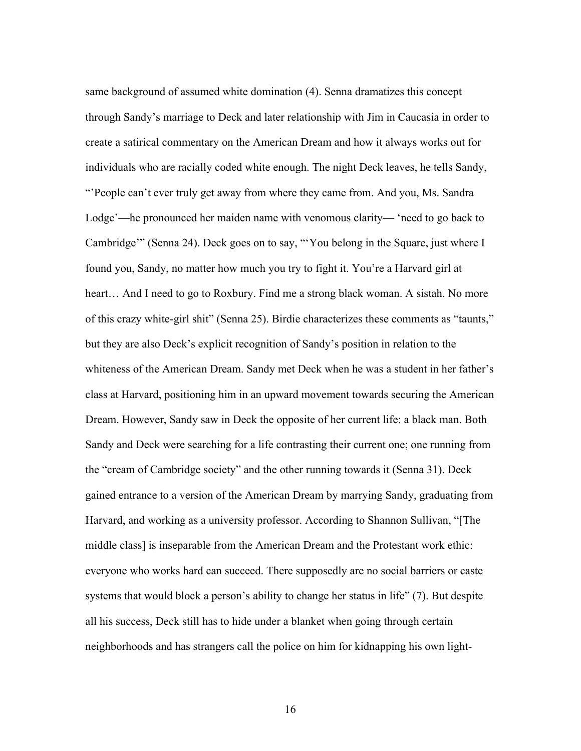same background of assumed white domination (4). Senna dramatizes this concept through Sandy's marriage to Deck and later relationship with Jim in Caucasia in order to create a satirical commentary on the American Dream and how it always works out for individuals who are racially coded white enough. The night Deck leaves, he tells Sandy, "'People can't ever truly get away from where they came from. And you, Ms. Sandra Lodge'—he pronounced her maiden name with venomous clarity— 'need to go back to Cambridge'" (Senna 24). Deck goes on to say, "'You belong in the Square, just where I found you, Sandy, no matter how much you try to fight it. You're a Harvard girl at heart… And I need to go to Roxbury. Find me a strong black woman. A sistah. No more of this crazy white-girl shit" (Senna 25). Birdie characterizes these comments as "taunts," but they are also Deck's explicit recognition of Sandy's position in relation to the whiteness of the American Dream. Sandy met Deck when he was a student in her father's class at Harvard, positioning him in an upward movement towards securing the American Dream. However, Sandy saw in Deck the opposite of her current life: a black man. Both Sandy and Deck were searching for a life contrasting their current one; one running from the "cream of Cambridge society" and the other running towards it (Senna 31). Deck gained entrance to a version of the American Dream by marrying Sandy, graduating from Harvard, and working as a university professor. According to Shannon Sullivan, "[The middle class] is inseparable from the American Dream and the Protestant work ethic: everyone who works hard can succeed. There supposedly are no social barriers or caste systems that would block a person's ability to change her status in life" (7). But despite all his success, Deck still has to hide under a blanket when going through certain neighborhoods and has strangers call the police on him for kidnapping his own light-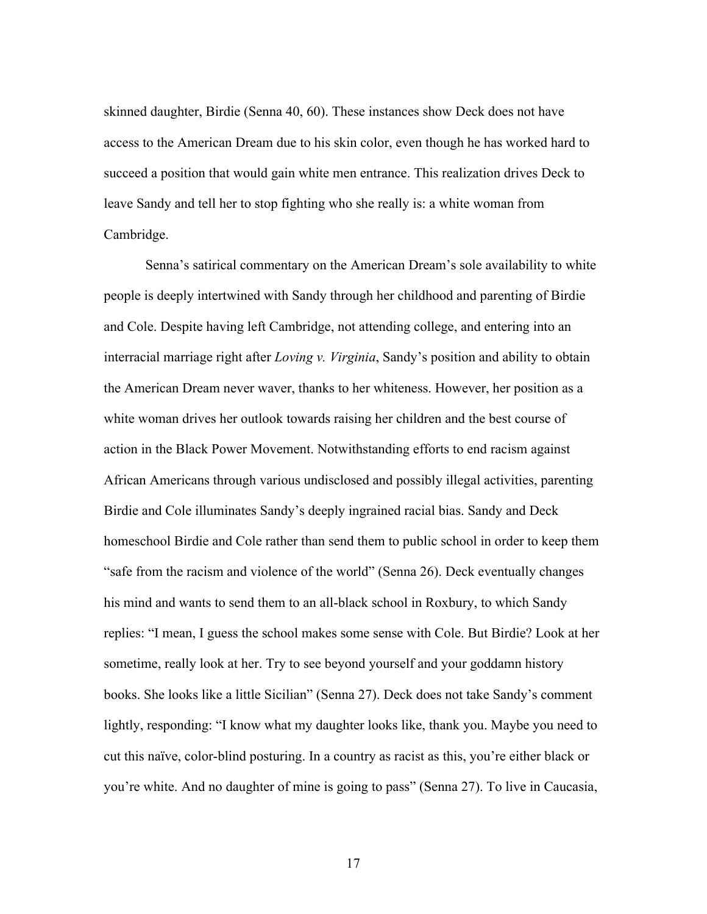skinned daughter, Birdie (Senna 40, 60). These instances show Deck does not have access to the American Dream due to his skin color, even though he has worked hard to succeed a position that would gain white men entrance. This realization drives Deck to leave Sandy and tell her to stop fighting who she really is: a white woman from Cambridge.

Senna's satirical commentary on the American Dream's sole availability to white people is deeply intertwined with Sandy through her childhood and parenting of Birdie and Cole. Despite having left Cambridge, not attending college, and entering into an interracial marriage right after *Loving v. Virginia*, Sandy's position and ability to obtain the American Dream never waver, thanks to her whiteness. However, her position as a white woman drives her outlook towards raising her children and the best course of action in the Black Power Movement. Notwithstanding efforts to end racism against African Americans through various undisclosed and possibly illegal activities, parenting Birdie and Cole illuminates Sandy's deeply ingrained racial bias. Sandy and Deck homeschool Birdie and Cole rather than send them to public school in order to keep them "safe from the racism and violence of the world" (Senna 26). Deck eventually changes his mind and wants to send them to an all-black school in Roxbury, to which Sandy replies: "I mean, I guess the school makes some sense with Cole. But Birdie? Look at her sometime, really look at her. Try to see beyond yourself and your goddamn history books. She looks like a little Sicilian" (Senna 27). Deck does not take Sandy's comment lightly, responding: "I know what my daughter looks like, thank you. Maybe you need to cut this naïve, color-blind posturing. In a country as racist as this, you're either black or you're white. And no daughter of mine is going to pass" (Senna 27). To live in Caucasia,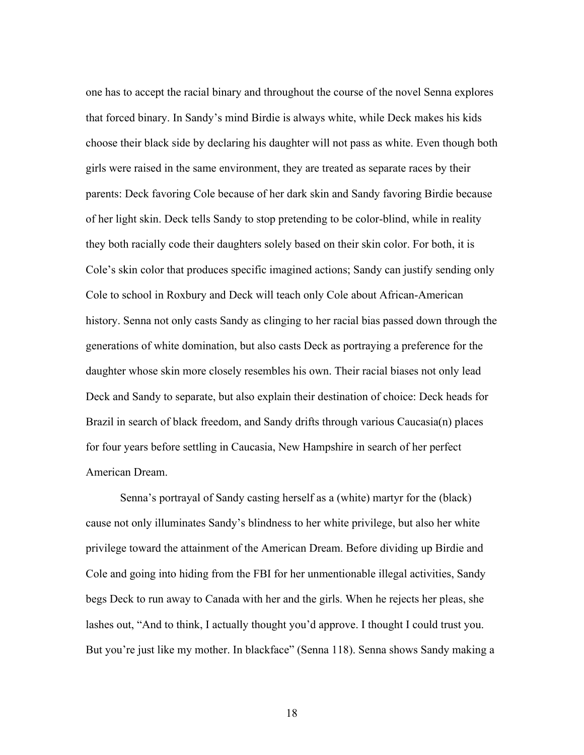one has to accept the racial binary and throughout the course of the novel Senna explores that forced binary. In Sandy's mind Birdie is always white, while Deck makes his kids choose their black side by declaring his daughter will not pass as white. Even though both girls were raised in the same environment, they are treated as separate races by their parents: Deck favoring Cole because of her dark skin and Sandy favoring Birdie because of her light skin. Deck tells Sandy to stop pretending to be color-blind, while in reality they both racially code their daughters solely based on their skin color. For both, it is Cole's skin color that produces specific imagined actions; Sandy can justify sending only Cole to school in Roxbury and Deck will teach only Cole about African-American history. Senna not only casts Sandy as clinging to her racial bias passed down through the generations of white domination, but also casts Deck as portraying a preference for the daughter whose skin more closely resembles his own. Their racial biases not only lead Deck and Sandy to separate, but also explain their destination of choice: Deck heads for Brazil in search of black freedom, and Sandy drifts through various Caucasia(n) places for four years before settling in Caucasia, New Hampshire in search of her perfect American Dream.

Senna's portrayal of Sandy casting herself as a (white) martyr for the (black) cause not only illuminates Sandy's blindness to her white privilege, but also her white privilege toward the attainment of the American Dream. Before dividing up Birdie and Cole and going into hiding from the FBI for her unmentionable illegal activities, Sandy begs Deck to run away to Canada with her and the girls. When he rejects her pleas, she lashes out, "And to think, I actually thought you'd approve. I thought I could trust you. But you're just like my mother. In blackface" (Senna 118). Senna shows Sandy making a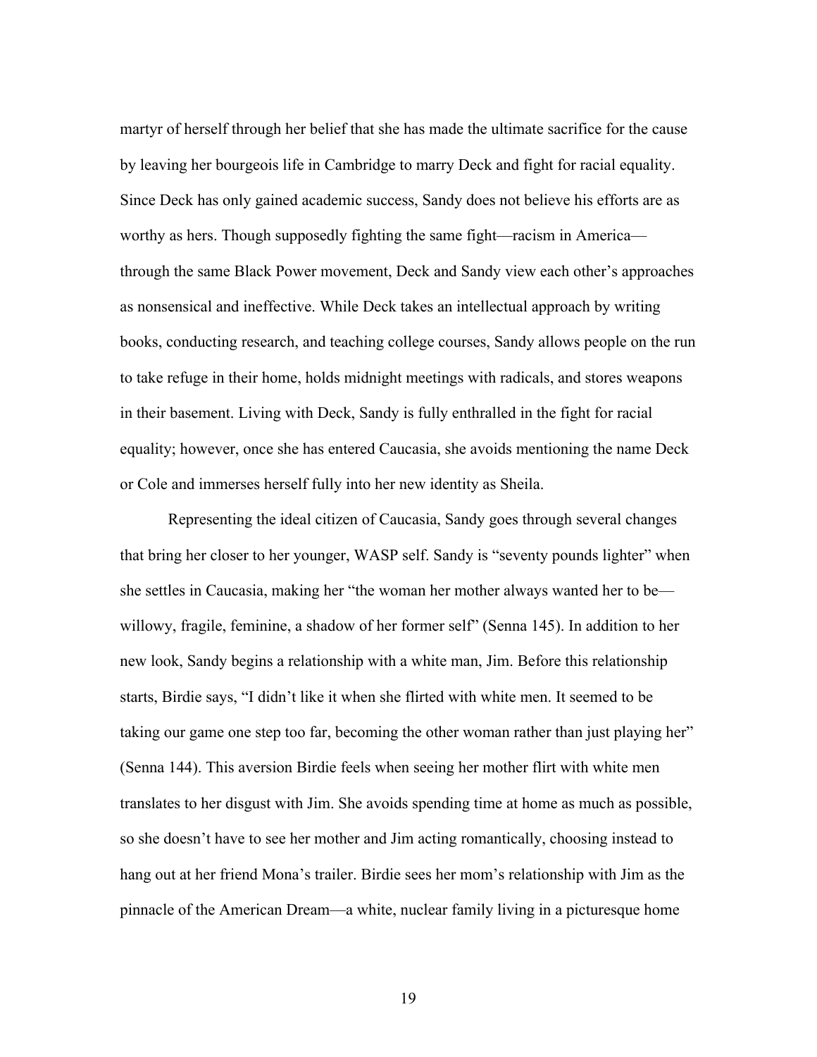martyr of herself through her belief that she has made the ultimate sacrifice for the cause by leaving her bourgeois life in Cambridge to marry Deck and fight for racial equality. Since Deck has only gained academic success, Sandy does not believe his efforts are as worthy as hers. Though supposedly fighting the same fight—racism in America—through the same Black Power movement, Deck and Sandy view each other's approaches as nonsensical and ineffective. While Deck takes an intellectual approach by writing books, conducting research, and teaching college courses, Sandy allows people on the run to take refuge in their home, holds midnight meetings with radicals, and stores weapons in their basement. Living with Deck, Sandy is fully enthralled in the fight for racial equality; however, once she has entered Caucasia, she avoids mentioning the name Deck or Cole and immerses herself fully into her new identity as Sheila.

Representing the ideal citizen of Caucasia, Sandy goes through several changes that bring her closer to her younger, WASP self. Sandy is "seventy pounds lighter" when she settles in Caucasia, making her "the woman her mother always wanted her to be—willowy, fragile, feminine, a shadow of her former self" (Senna 145). In addition to her new look, Sandy begins a relationship with a white man, Jim. Before this relationship starts, Birdie says, "I didn't like it when she flirted with white men. It seemed to be taking our game one step too far, becoming the other woman rather than just playing her" (Senna 144). This aversion Birdie feels when seeing her mother flirt with white men translates to her disgust with Jim. She avoids spending time at home as much as possible, so she doesn't have to see her mother and Jim acting romantically, choosing instead to hang out at her friend Mona's trailer. Birdie sees her mom's relationship with Jim as the pinnacle of the American Dream—a white, nuclear family living in a picturesque home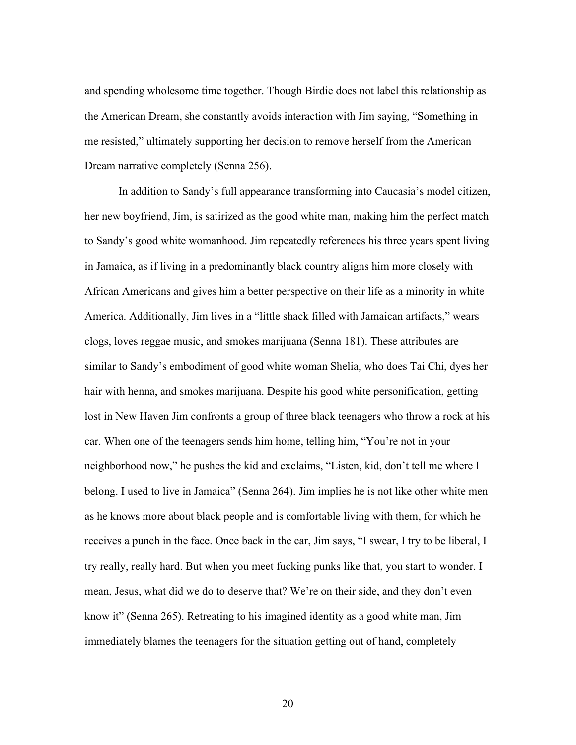and spending wholesome time together. Though Birdie does not label this relationship as the American Dream, she constantly avoids interaction with Jim saying, "Something in me resisted," ultimately supporting her decision to remove herself from the American Dream narrative completely (Senna 256).

In addition to Sandy's full appearance transforming into Caucasia's model citizen, her new boyfriend, Jim, is satirized as the good white man, making him the perfect match to Sandy's good white womanhood. Jim repeatedly references his three years spent living in Jamaica, as if living in a predominantly black country aligns him more closely with African Americans and gives him a better perspective on their life as a minority in white America. Additionally, Jim lives in a "little shack filled with Jamaican artifacts," wears clogs, loves reggae music, and smokes marijuana (Senna 181). These attributes are similar to Sandy's embodiment of good white woman Shelia, who does Tai Chi, dyes her hair with henna, and smokes marijuana. Despite his good white personification, getting lost in New Haven Jim confronts a group of three black teenagers who throw a rock at his car. When one of the teenagers sends him home, telling him, "You're not in your neighborhood now," he pushes the kid and exclaims, "Listen, kid, don't tell me where I belong. I used to live in Jamaica" (Senna 264). Jim implies he is not like other white men as he knows more about black people and is comfortable living with them, for which he receives a punch in the face. Once back in the car, Jim says, "I swear, I try to be liberal, I try really, really hard. But when you meet fucking punks like that, you start to wonder. I mean, Jesus, what did we do to deserve that? We're on their side, and they don't even know it" (Senna 265). Retreating to his imagined identity as a good white man, Jim immediately blames the teenagers for the situation getting out of hand, completely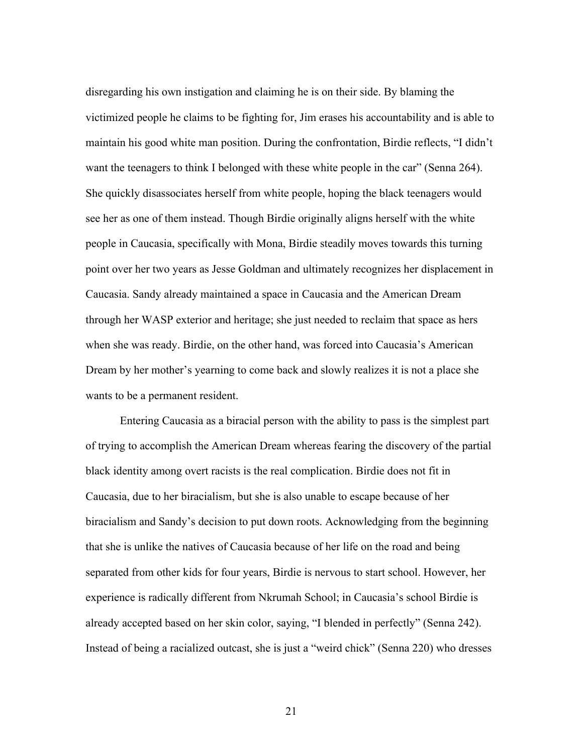disregarding his own instigation and claiming he is on their side. By blaming the victimized people he claims to be fighting for, Jim erases his accountability and is able to maintain his good white man position. During the confrontation, Birdie reflects, "I didn't want the teenagers to think I belonged with these white people in the car" (Senna 264). She quickly disassociates herself from white people, hoping the black teenagers would see her as one of them instead. Though Birdie originally aligns herself with the white people in Caucasia, specifically with Mona, Birdie steadily moves towards this turning point over her two years as Jesse Goldman and ultimately recognizes her displacement in Caucasia. Sandy already maintained a space in Caucasia and the American Dream through her WASP exterior and heritage; she just needed to reclaim that space as hers when she was ready. Birdie, on the other hand, was forced into Caucasia's American Dream by her mother's yearning to come back and slowly realizes it is not a place she wants to be a permanent resident.

Entering Caucasia as a biracial person with the ability to pass is the simplest part of trying to accomplish the American Dream whereas fearing the discovery of the partial black identity among overt racists is the real complication. Birdie does not fit in Caucasia, due to her biracialism, but she is also unable to escape because of her biracialism and Sandy's decision to put down roots. Acknowledging from the beginning that she is unlike the natives of Caucasia because of her life on the road and being separated from other kids for four years, Birdie is nervous to start school. However, her experience is radically different from Nkrumah School; in Caucasia's school Birdie is already accepted based on her skin color, saying, "I blended in perfectly" (Senna 242). Instead of being a racialized outcast, she is just a "weird chick" (Senna 220) who dresses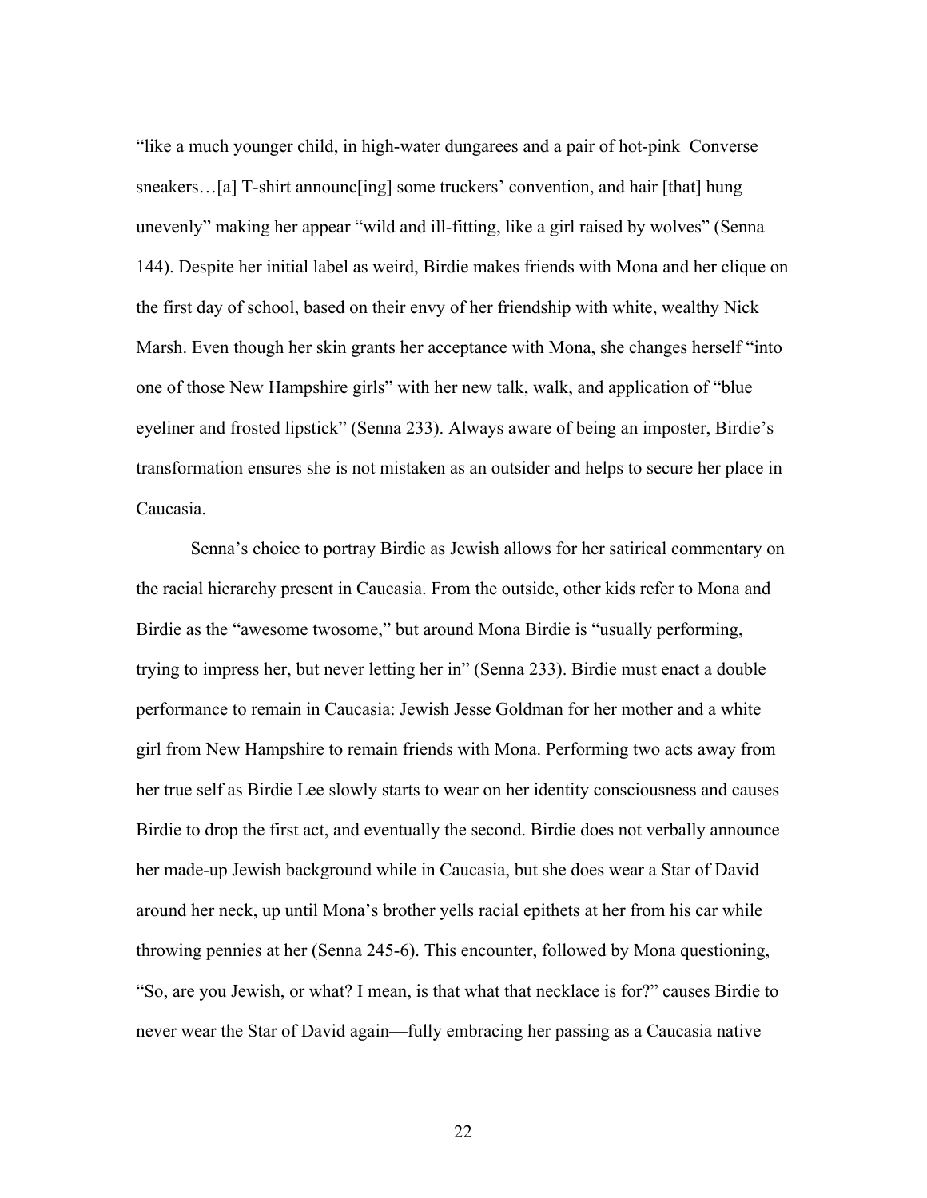"like a much younger child, in high-water dungarees and a pair of hot-pink Converse sneakers…[a] T-shirt announc[ing] some truckers' convention, and hair [that] hung unevenly" making her appear "wild and ill-fitting, like a girl raised by wolves" (Senna 144). Despite her initial label as weird, Birdie makes friends with Mona and her clique on the first day of school, based on their envy of her friendship with white, wealthy Nick Marsh. Even though her skin grants her acceptance with Mona, she changes herself "into one of those New Hampshire girls" with her new talk, walk, and application of "blue eyeliner and frosted lipstick" (Senna 233). Always aware of being an imposter, Birdie's transformation ensures she is not mistaken as an outsider and helps to secure her place in Caucasia.

Senna's choice to portray Birdie as Jewish allows for her satirical commentary on the racial hierarchy present in Caucasia. From the outside, other kids refer to Mona and Birdie as the "awesome twosome," but around Mona Birdie is "usually performing, trying to impress her, but never letting her in" (Senna 233). Birdie must enact a double performance to remain in Caucasia: Jewish Jesse Goldman for her mother and a white girl from New Hampshire to remain friends with Mona. Performing two acts away from her true self as Birdie Lee slowly starts to wear on her identity consciousness and causes Birdie to drop the first act, and eventually the second. Birdie does not verbally announce her made-up Jewish background while in Caucasia, but she does wear a Star of David around her neck, up until Mona's brother yells racial epithets at her from his car while throwing pennies at her (Senna 245-6). This encounter, followed by Mona questioning, "So, are you Jewish, or what? I mean, is that what that necklace is for?" causes Birdie to never wear the Star of David again—fully embracing her passing as a Caucasia native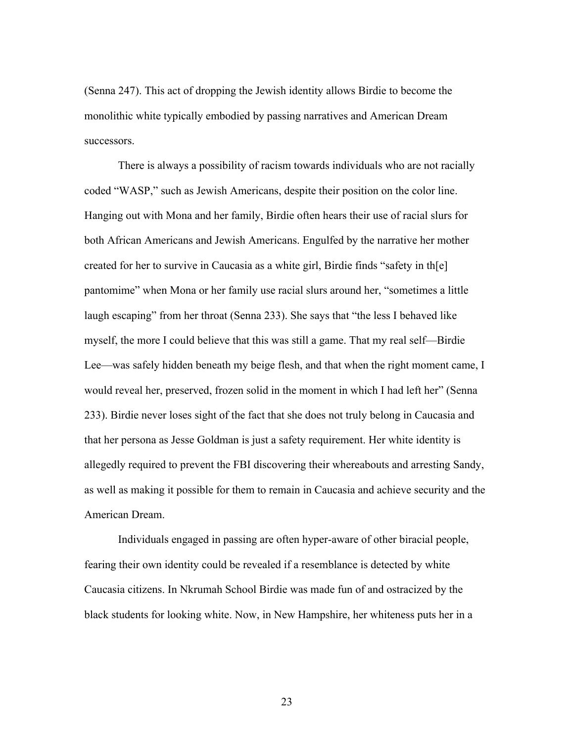(Senna 247). This act of dropping the Jewish identity allows Birdie to become the monolithic white typically embodied by passing narratives and American Dream successors.

There is always a possibility of racism towards individuals who are not racially coded "WASP," such as Jewish Americans, despite their position on the color line. Hanging out with Mona and her family, Birdie often hears their use of racial slurs for both African Americans and Jewish Americans. Engulfed by the narrative her mother created for her to survive in Caucasia as a white girl, Birdie finds "safety in th[e] pantomime" when Mona or her family use racial slurs around her, "sometimes a little laugh escaping" from her throat (Senna 233). She says that "the less I behaved like myself, the more I could believe that this was still a game. That my real self—Birdie Lee—was safely hidden beneath my beige flesh, and that when the right moment came, I would reveal her, preserved, frozen solid in the moment in which I had left her" (Senna 233). Birdie never loses sight of the fact that she does not truly belong in Caucasia and that her persona as Jesse Goldman is just a safety requirement. Her white identity is allegedly required to prevent the FBI discovering their whereabouts and arresting Sandy, as well as making it possible for them to remain in Caucasia and achieve security and the American Dream.

Individuals engaged in passing are often hyper-aware of other biracial people, fearing their own identity could be revealed if a resemblance is detected by white Caucasia citizens. In Nkrumah School Birdie was made fun of and ostracized by the black students for looking white. Now, in New Hampshire, her whiteness puts her in a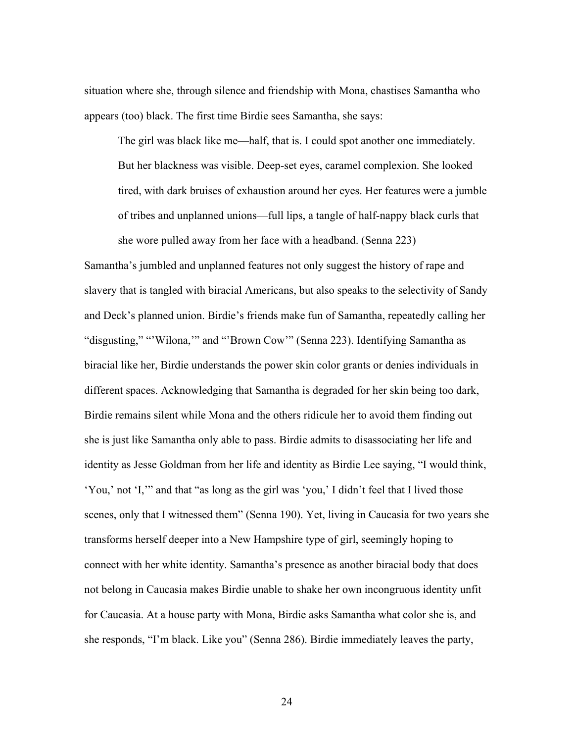situation where she, through silence and friendship with Mona, chastises Samantha who appears (too) black. The first time Birdie sees Samantha, she says:

> The girl was black like me—half, that is. I could spot another one immediately. But her blackness was visible. Deep-set eyes, caramel complexion. She looked tired, with dark bruises of exhaustion around her eyes. Her features were a jumble of tribes and unplanned unions—full lips, a tangle of half-nappy black curls that she wore pulled away from her face with a headband. (Senna 223)

Samantha's jumbled and unplanned features not only suggest the history of rape and slavery that is tangled with biracial Americans, but also speaks to the selectivity of Sandy and Deck's planned union. Birdie's friends make fun of Samantha, repeatedly calling her "disgusting," "'Wilona,'" and "'Brown Cow'" (Senna 223). Identifying Samantha as biracial like her, Birdie understands the power skin color grants or denies individuals in different spaces. Acknowledging that Samantha is degraded for her skin being too dark, Birdie remains silent while Mona and the others ridicule her to avoid them finding out she is just like Samantha only able to pass. Birdie admits to disassociating her life and identity as Jesse Goldman from her life and identity as Birdie Lee saying, "I would think, 'You,' not 'I,'" and that "as long as the girl was 'you,' I didn't feel that I lived those scenes, only that I witnessed them" (Senna 190). Yet, living in Caucasia for two years she transforms herself deeper into a New Hampshire type of girl, seemingly hoping to connect with her white identity. Samantha's presence as another biracial body that does not belong in Caucasia makes Birdie unable to shake her own incongruous identity unfit for Caucasia. At a house party with Mona, Birdie asks Samantha what color she is, and she responds, "I'm black. Like you" (Senna 286). Birdie immediately leaves the party,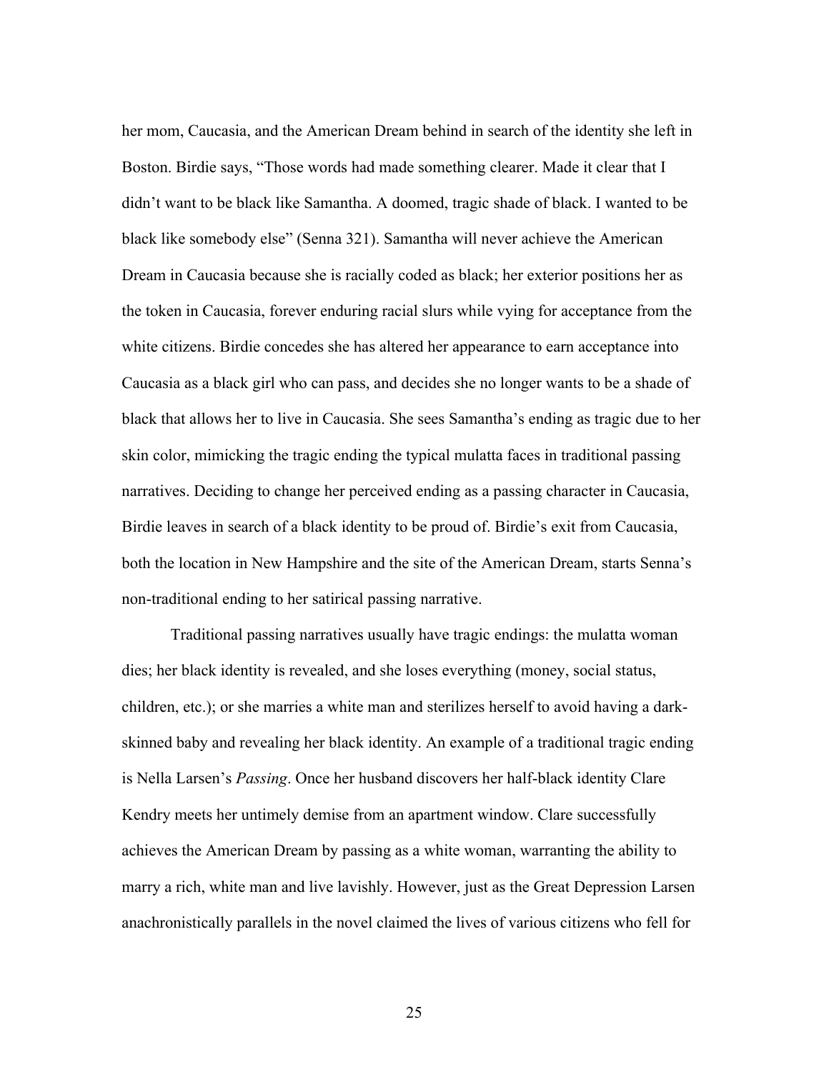her mom, Caucasia, and the American Dream behind in search of the identity she left in Boston. Birdie says, "Those words had made something clearer. Made it clear that I didn't want to be black like Samantha. A doomed, tragic shade of black. I wanted to be black like somebody else" (Senna 321). Samantha will never achieve the American Dream in Caucasia because she is racially coded as black; her exterior positions her as the token in Caucasia, forever enduring racial slurs while vying for acceptance from the white citizens. Birdie concedes she has altered her appearance to earn acceptance into Caucasia as a black girl who can pass, and decides she no longer wants to be a shade of black that allows her to live in Caucasia. She sees Samantha's ending as tragic due to her skin color, mimicking the tragic ending the typical mulatta faces in traditional passing narratives. Deciding to change her perceived ending as a passing character in Caucasia, Birdie leaves in search of a black identity to be proud of. Birdie's exit from Caucasia, both the location in New Hampshire and the site of the American Dream, starts Senna's non-traditional ending to her satirical passing narrative.

Traditional passing narratives usually have tragic endings: the mulatta woman dies; her black identity is revealed, and she loses everything (money, social status, children, etc.); or she marries a white man and sterilizes herself to avoid having a dark-skinned baby and revealing her black identity. An example of a traditional tragic ending is Nella Larsen's *Passing*. Once her husband discovers her half-black identity Clare Kendry meets her untimely demise from an apartment window. Clare successfully achieves the American Dream by passing as a white woman, warranting the ability to marry a rich, white man and live lavishly. However, just as the Great Depression Larsen anachronistically parallels in the novel claimed the lives of various citizens who fell for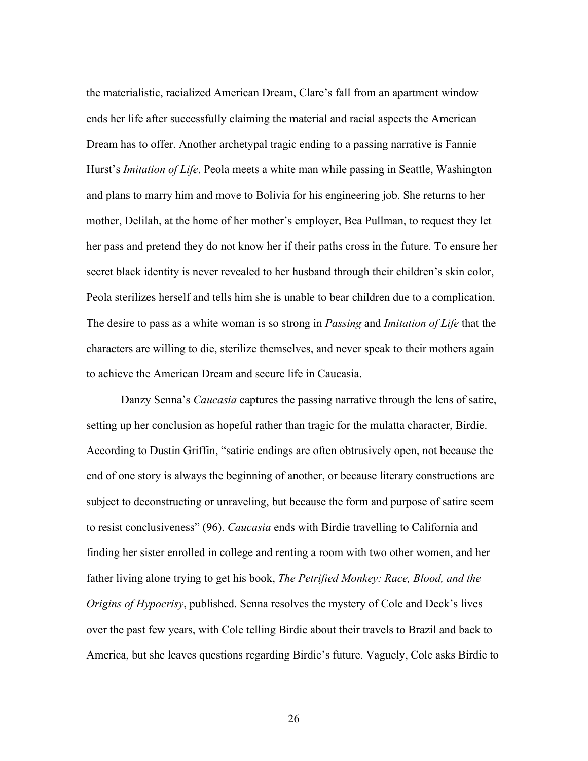the materialistic, racialized American Dream, Clare's fall from an apartment window ends her life after successfully claiming the material and racial aspects the American Dream has to offer. Another archetypal tragic ending to a passing narrative is Fannie Hurst's *Imitation of Life*. Peola meets a white man while passing in Seattle, Washington and plans to marry him and move to Bolivia for his engineering job. She returns to her mother, Delilah, at the home of her mother's employer, Bea Pullman, to request they let her pass and pretend they do not know her if their paths cross in the future. To ensure her secret black identity is never revealed to her husband through their children's skin color, Peola sterilizes herself and tells him she is unable to bear children due to a complication. The desire to pass as a white woman is so strong in *Passing* and *Imitation of Life* that the characters are willing to die, sterilize themselves, and never speak to their mothers again to achieve the American Dream and secure life in Caucasia.

Danzy Senna's *Caucasia* captures the passing narrative through the lens of satire, setting up her conclusion as hopeful rather than tragic for the mulatta character, Birdie. According to Dustin Griffin, "satiric endings are often obtrusively open, not because the end of one story is always the beginning of another, or because literary constructions are subject to deconstructing or unraveling, but because the form and purpose of satire seem to resist conclusiveness" (96). *Caucasia* ends with Birdie travelling to California and finding her sister enrolled in college and renting a room with two other women, and her father living alone trying to get his book, *The Petrified Monkey: Race, Blood, and the Origins of Hypocrisy*, published. Senna resolves the mystery of Cole and Deck's lives over the past few years, with Cole telling Birdie about their travels to Brazil and back to America, but she leaves questions regarding Birdie's future. Vaguely, Cole asks Birdie to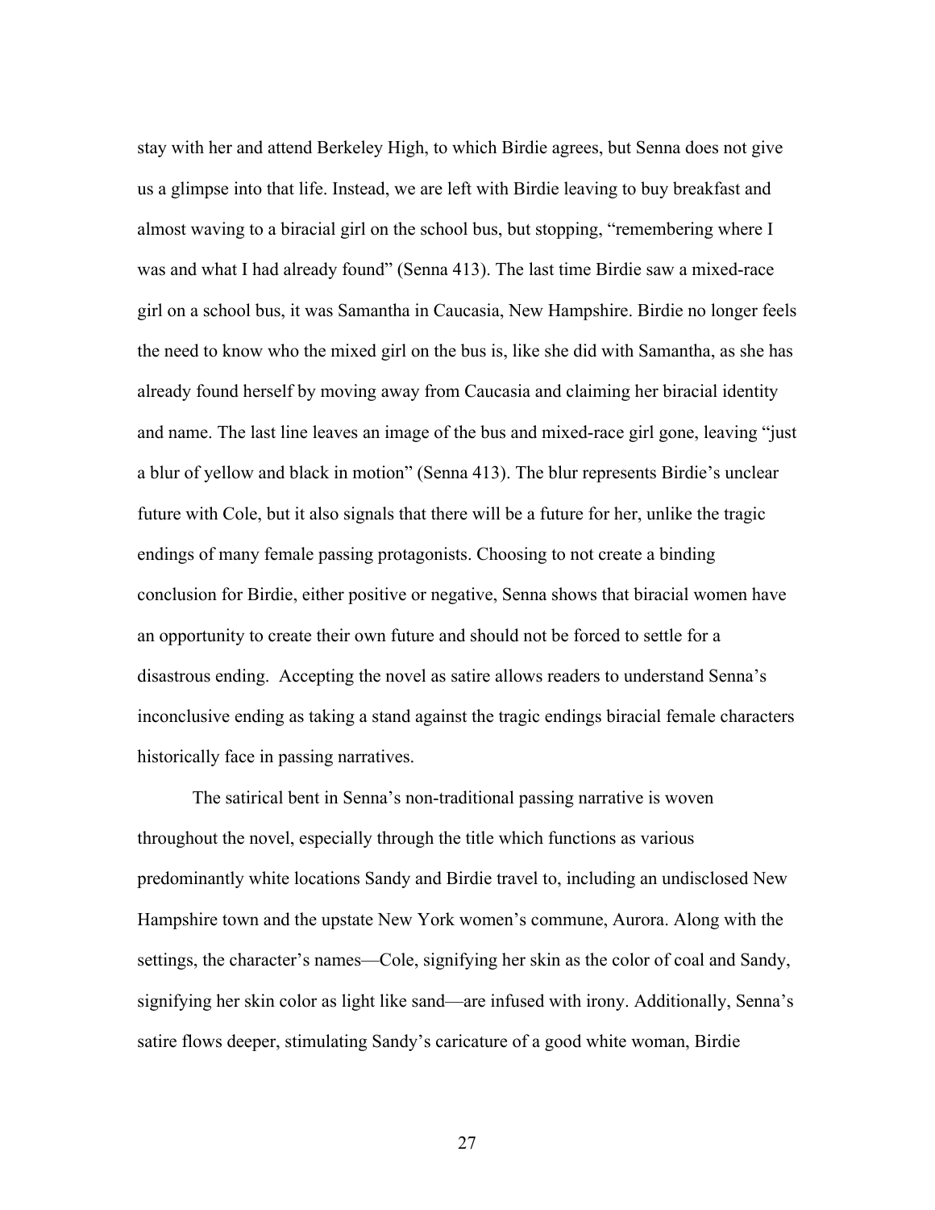stay with her and attend Berkeley High, to which Birdie agrees, but Senna does not give us a glimpse into that life. Instead, we are left with Birdie leaving to buy breakfast and almost waving to a biracial girl on the school bus, but stopping, "remembering where I was and what I had already found" (Senna 413). The last time Birdie saw a mixed-race girl on a school bus, it was Samantha in Caucasia, New Hampshire. Birdie no longer feels the need to know who the mixed girl on the bus is, like she did with Samantha, as she has already found herself by moving away from Caucasia and claiming her biracial identity and name. The last line leaves an image of the bus and mixed-race girl gone, leaving "just a blur of yellow and black in motion" (Senna 413). The blur represents Birdie's unclear future with Cole, but it also signals that there will be a future for her, unlike the tragic endings of many female passing protagonists. Choosing to not create a binding conclusion for Birdie, either positive or negative, Senna shows that biracial women have an opportunity to create their own future and should not be forced to settle for a disastrous ending. Accepting the novel as satire allows readers to understand Senna's inconclusive ending as taking a stand against the tragic endings biracial female characters historically face in passing narratives.

The satirical bent in Senna's non-traditional passing narrative is woven throughout the novel, especially through the title which functions as various predominantly white locations Sandy and Birdie travel to, including an undisclosed New Hampshire town and the upstate New York women's commune, Aurora. Along with the settings, the character's names—Cole, signifying her skin as the color of coal and Sandy, signifying her skin color as light like sand—are infused with irony. Additionally, Senna's satire flows deeper, stimulating Sandy's caricature of a good white woman, Birdie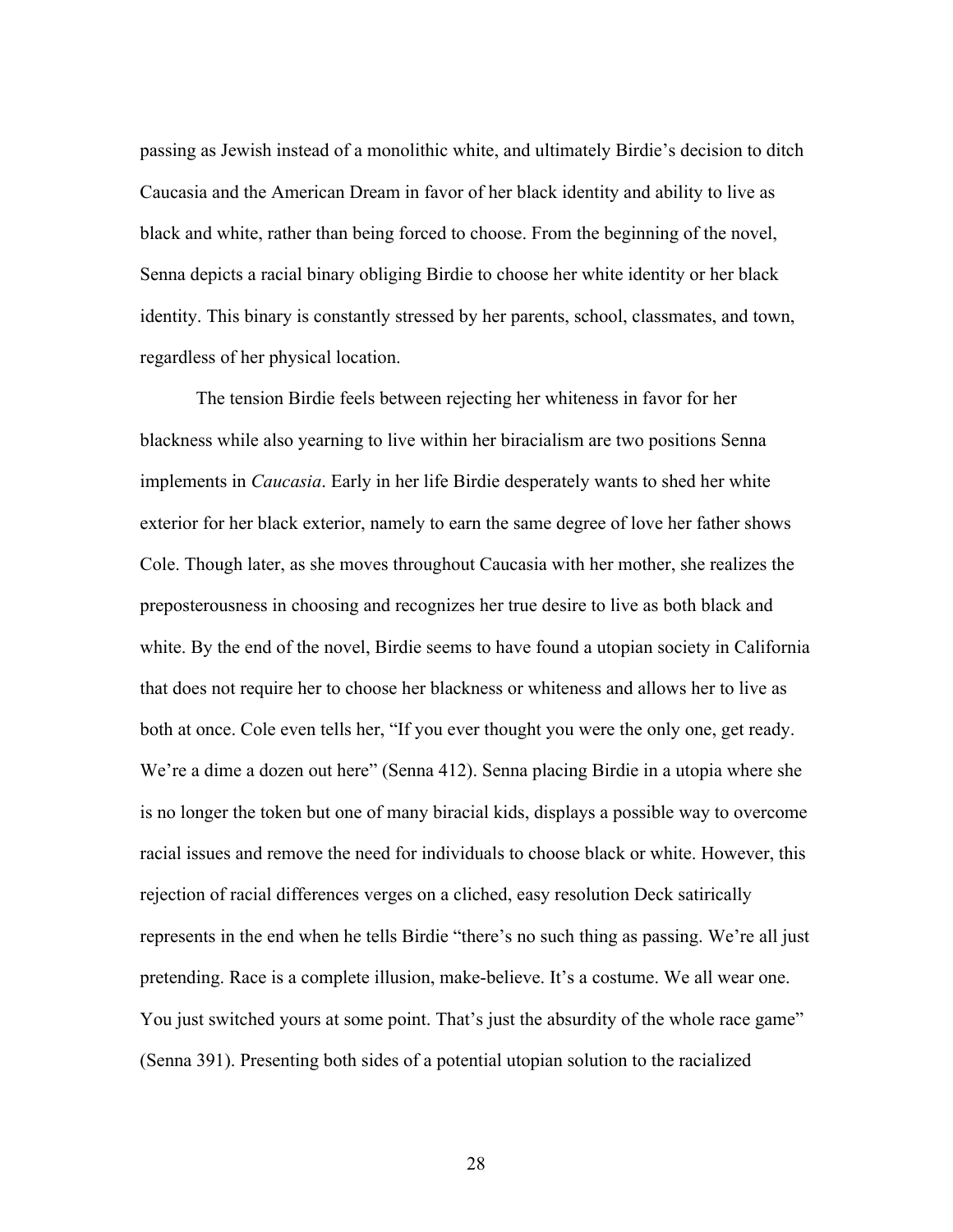passing as Jewish instead of a monolithic white, and ultimately Birdie's decision to ditch Caucasia and the American Dream in favor of her black identity and ability to live as black and white, rather than being forced to choose. From the beginning of the novel, Senna depicts a racial binary obliging Birdie to choose her white identity or her black identity. This binary is constantly stressed by her parents, school, classmates, and town, regardless of her physical location.

The tension Birdie feels between rejecting her whiteness in favor for her blackness while also yearning to live within her biracialism are two positions Senna implements in *Caucasia*. Early in her life Birdie desperately wants to shed her white exterior for her black exterior, namely to earn the same degree of love her father shows Cole. Though later, as she moves throughout Caucasia with her mother, she realizes the preposterousness in choosing and recognizes her true desire to live as both black and white. By the end of the novel, Birdie seems to have found a utopian society in California that does not require her to choose her blackness or whiteness and allows her to live as both at once. Cole even tells her, "If you ever thought you were the only one, get ready. We're a dime a dozen out here" (Senna 412). Senna placing Birdie in a utopia where she is no longer the token but one of many biracial kids, displays a possible way to overcome racial issues and remove the need for individuals to choose black or white. However, this rejection of racial differences verges on a cliched, easy resolution Deck satirically represents in the end when he tells Birdie "there's no such thing as passing. We're all just pretending. Race is a complete illusion, make-believe. It's a costume. We all wear one. You just switched yours at some point. That's just the absurdity of the whole race game" (Senna 391). Presenting both sides of a potential utopian solution to the racialized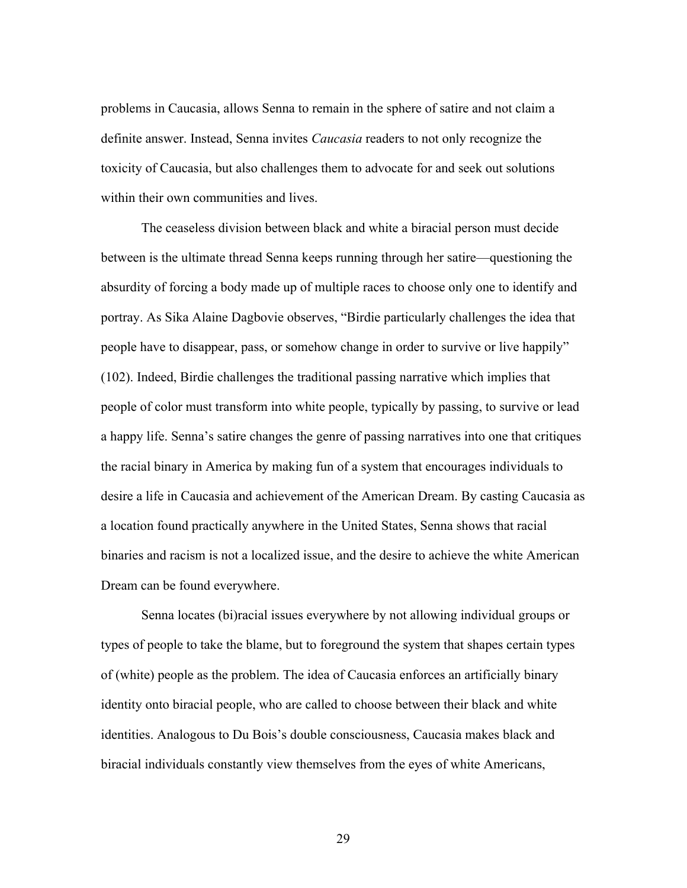problems in Caucasia, allows Senna to remain in the sphere of satire and not claim a definite answer. Instead, Senna invites *Caucasia* readers to not only recognize the toxicity of Caucasia, but also challenges them to advocate for and seek out solutions within their own communities and lives.

The ceaseless division between black and white a biracial person must decide between is the ultimate thread Senna keeps running through her satire—questioning the absurdity of forcing a body made up of multiple races to choose only one to identify and portray. As Sika Alaine Dagbovie observes, "Birdie particularly challenges the idea that people have to disappear, pass, or somehow change in order to survive or live happily" (102). Indeed, Birdie challenges the traditional passing narrative which implies that people of color must transform into white people, typically by passing, to survive or lead a happy life. Senna's satire changes the genre of passing narratives into one that critiques the racial binary in America by making fun of a system that encourages individuals to desire a life in Caucasia and achievement of the American Dream. By casting Caucasia as a location found practically anywhere in the United States, Senna shows that racial binaries and racism is not a localized issue, and the desire to achieve the white American Dream can be found everywhere.

Senna locates (bi)racial issues everywhere by not allowing individual groups or types of people to take the blame, but to foreground the system that shapes certain types of (white) people as the problem. The idea of Caucasia enforces an artificially binary identity onto biracial people, who are called to choose between their black and white identities. Analogous to Du Bois's double consciousness, Caucasia makes black and biracial individuals constantly view themselves from the eyes of white Americans,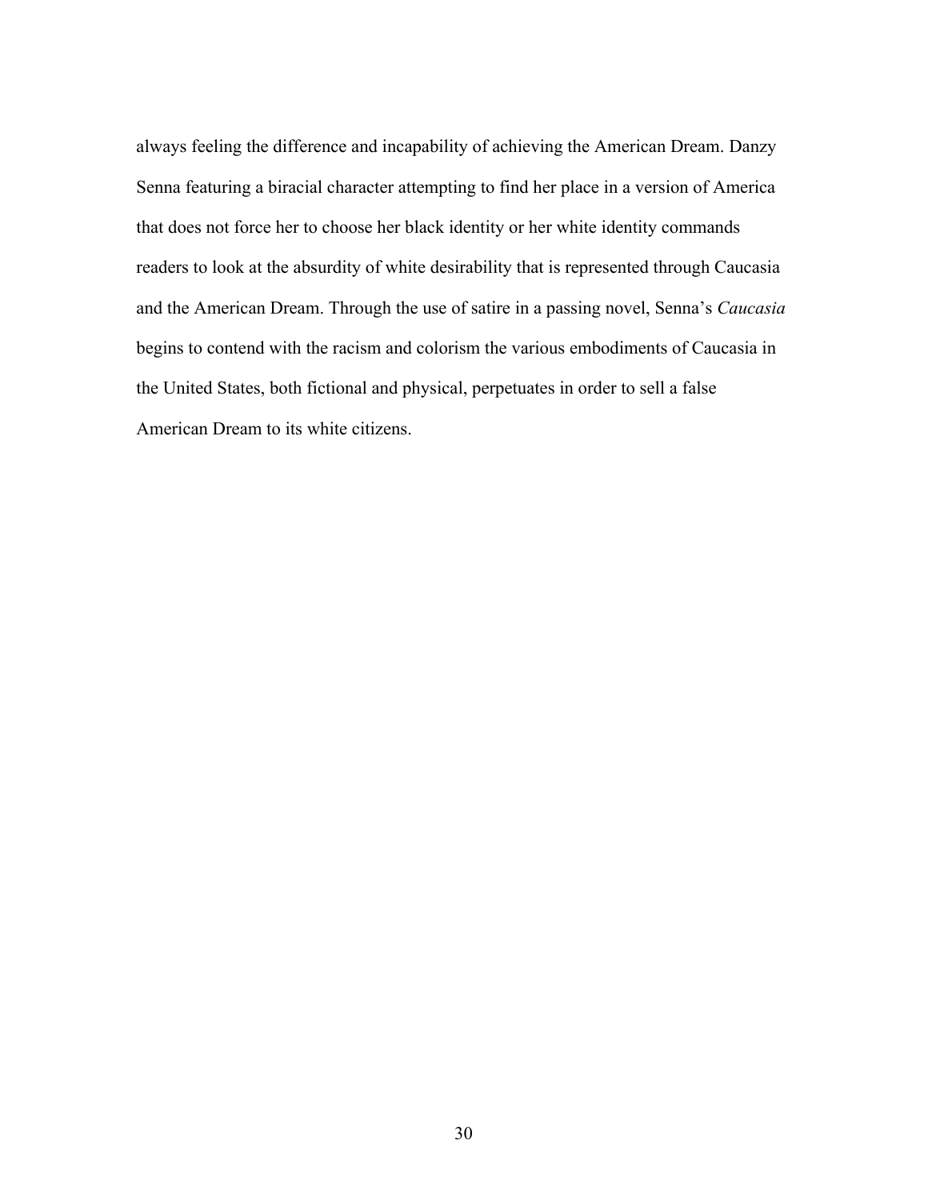always feeling the difference and incapability of achieving the American Dream. Danzy Senna featuring a biracial character attempting to find her place in a version of America that does not force her to choose her black identity or her white identity commands readers to look at the absurdity of white desirability that is represented through Caucasia and the American Dream. Through the use of satire in a passing novel, Senna's *Caucasia* begins to contend with the racism and colorism the various embodiments of Caucasia in the United States, both fictional and physical, perpetuates in order to sell a false American Dream to its white citizens.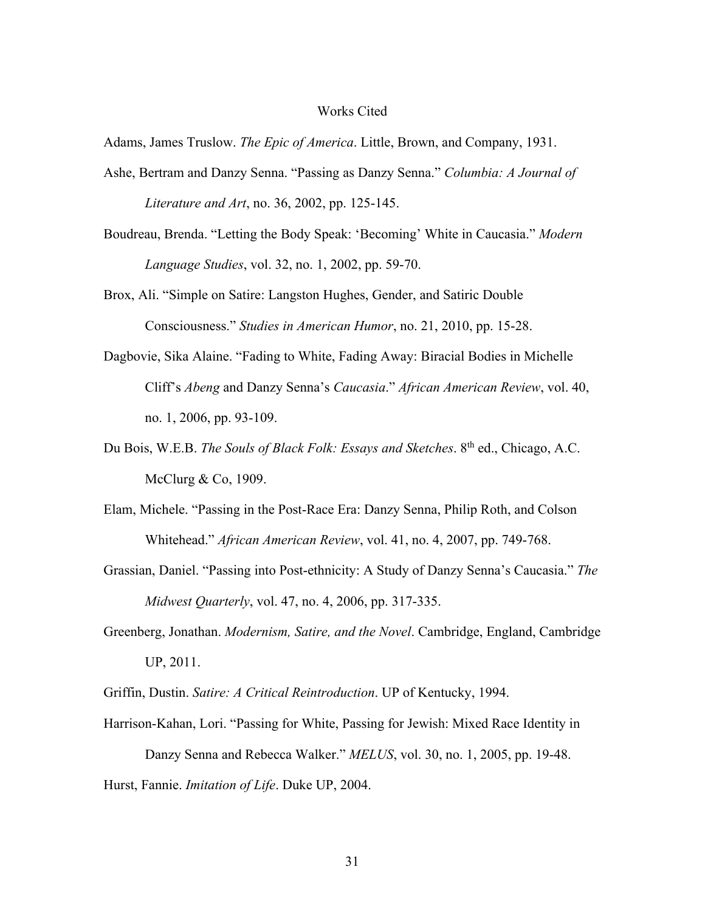# Works Cited

Adams, James Truslow. *The Epic of America*. Little, Brown, and Company, 1931.

Ashe, Bertram and Danzy Senna. "Passing as Danzy Senna." *Columbia: A Journal of Literature and Art*, no. 36, 2002, pp. 125-145.

Boudreau, Brenda. "Letting the Body Speak: 'Becoming' White in Caucasia." *Modern Language Studies*, vol. 32, no. 1, 2002, pp. 59-70.

Brox, Ali. "Simple on Satire: Langston Hughes, Gender, and Satiric Double Consciousness." *Studies in American Humor*, no. 21, 2010, pp. 15-28.

Dagbovie, Sika Alaine. "Fading to White, Fading Away: Biracial Bodies in Michelle Cliff's *Abeng* and Danzy Senna's *Caucasia*." *African American Review*, vol. 40, no. 1, 2006, pp. 93-109.

Du Bois, W.E.B. *The Souls of Black Folk: Essays and Sketches*. 8th ed., Chicago, A.C. McClurg & Co, 1909.

Elam, Michele. "Passing in the Post-Race Era: Danzy Senna, Philip Roth, and Colson Whitehead." *African American Review*, vol. 41, no. 4, 2007, pp. 749-768.

Grassian, Daniel. "Passing into Post-ethnicity: A Study of Danzy Senna's Caucasia." *The Midwest Quarterly*, vol. 47, no. 4, 2006, pp. 317-335.

Greenberg, Jonathan. *Modernism, Satire, and the Novel*. Cambridge, England, Cambridge UP, 2011.

Griffin, Dustin. *Satire: A Critical Reintroduction*. UP of Kentucky, 1994.

Harrison-Kahan, Lori. "Passing for White, Passing for Jewish: Mixed Race Identity in Danzy Senna and Rebecca Walker." *MELUS*, vol. 30, no. 1, 2005, pp. 19-48.

Hurst, Fannie. *Imitation of Life*. Duke UP, 2004.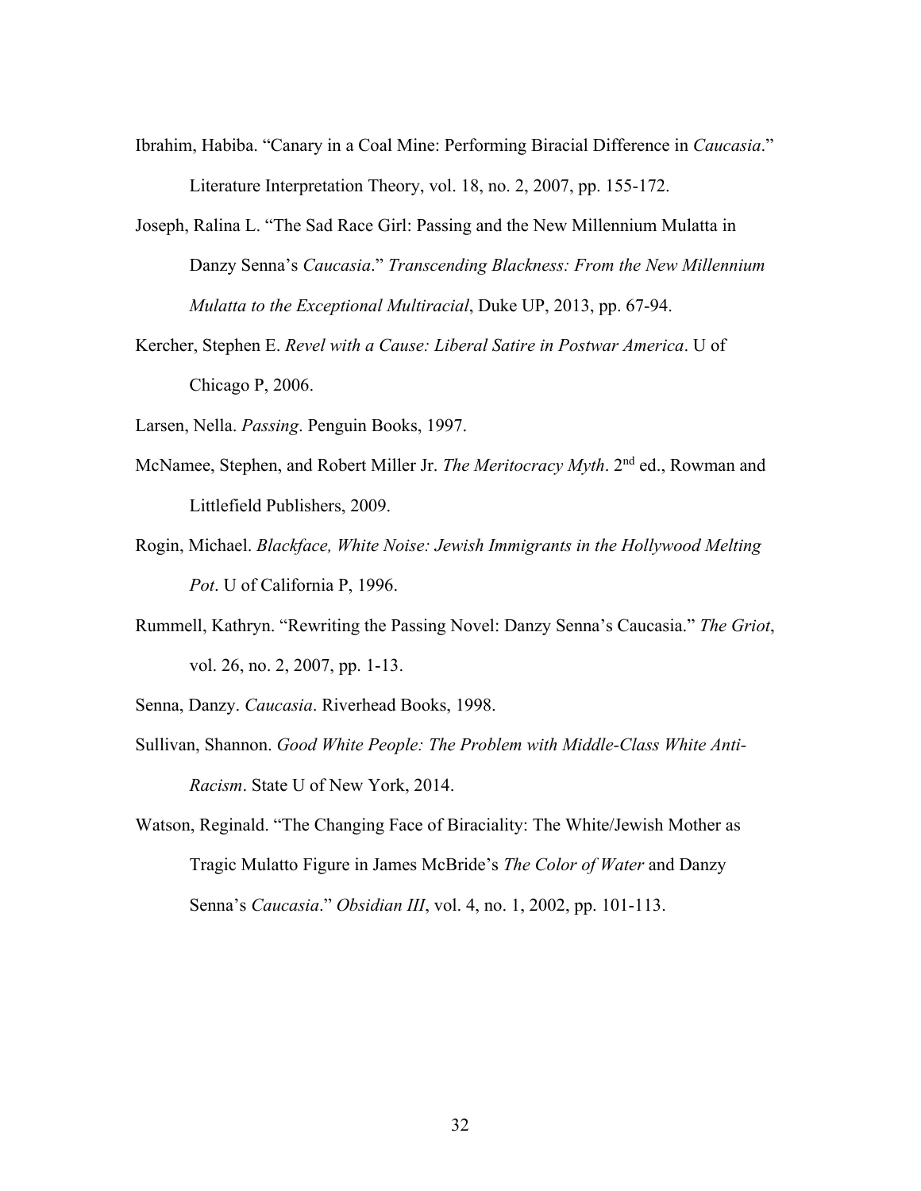Ibrahim, Habiba. “Canary in a Coal Mine: Performing Biracial Difference in *Caucasia*.” Literature Interpretation Theory, vol. 18, no. 2, 2007, pp. 155-172.

Joseph, Ralina L. “The Sad Race Girl: Passing and the New Millennium Mulatta in Danzy Senna’s *Caucasia*.” *Transcending Blackness: From the New Millennium Mulatta to the Exceptional Multiracial*, Duke UP, 2013, pp. 67-94.

Kercher, Stephen E. *Revel with a Cause: Liberal Satire in Postwar America*. U of Chicago P, 2006.

Larsen, Nella. *Passing*. Penguin Books, 1997.

McNamee, Stephen, and Robert Miller Jr. *The Meritocracy Myth*. 2nd ed., Rowman and Littlefield Publishers, 2009.

Rogin, Michael. *Blackface, White Noise: Jewish Immigrants in the Hollywood Melting Pot*. U of California P, 1996.

Rummell, Kathryn. “Rewriting the Passing Novel: Danzy Senna’s Caucasia.” *The Griot*, vol. 26, no. 2, 2007, pp. 1-13.

Senna, Danzy. *Caucasia*. Riverhead Books, 1998.

Sullivan, Shannon. *Good White People: The Problem with Middle-Class White Anti-Racism*. State U of New York, 2014.

Watson, Reginald. “The Changing Face of Biraciality: The White/Jewish Mother as Tragic Mulatto Figure in James McBride’s *The Color of Water* and Danzy Senna’s *Caucasia*.” *Obsidian III*, vol. 4, no. 1, 2002, pp. 101-113.